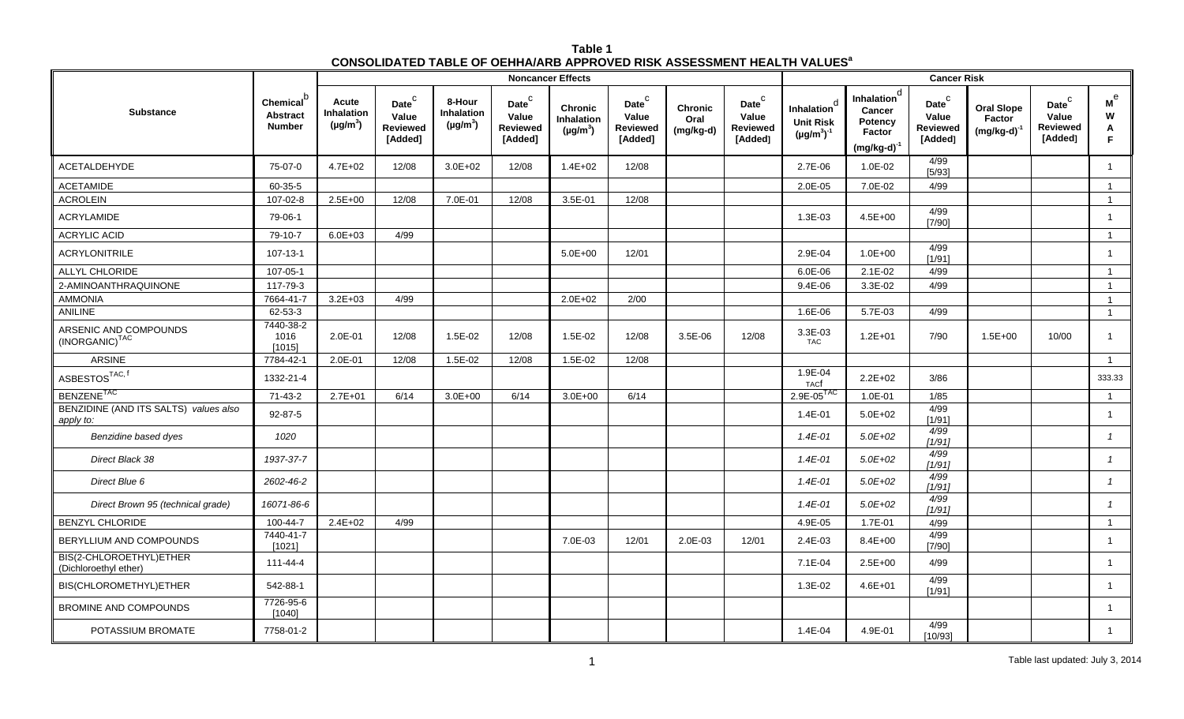**Table 1**
**CONSOLIDATED TABLE OF OEHHA/ARB APPROVED RISK ASSESSMENT HEALTH VALUES[a]**

| Substance | Chemical[b] Abstract Number | Noncancer Effects | | | | | | | | Cancer Risk | | | | | |
|---|---|---|---|---|---|---|---|---|---|---|---|---|---|---|---|
| | | Acute Inhalation ($\mu g/m^3$) | Date[c] Value Reviewed [Added] | 8-Hour Inhalation ($\mu g/m^3$) | Date[c] Value Reviewed [Added] | Chronic Inhalation ($\mu g/m^3$) | Date[c] Value Reviewed [Added] | Chronic Oral (mg/kg-d) | Date[c] Value Reviewed [Added] | Inhalation[d] Unit Risk $(\mu g/m^3)^{-1}$ | Inhalation[d] Cancer Potency Factor $(mg/kg\text{-}d)^{-1}$ | Date[c] Value Reviewed [Added] | Oral Slope Factor $(mg/kg\text{-}d)^{-1}$ | Date[c] Value Reviewed [Added] | M[e] W A F |
| ACETALDEHYDE | 75-07-0 | 4.7E+02 | 12/08 | 3.0E+02 | 12/08 | 1.4E+02 | 12/08 | | | 2.7E-06 | 1.0E-02 | 4/99 [5/93] | | | 1 |
| ACETAMIDE | 60-35-5 | | | | | | | | | 2.0E-05 | 7.0E-02 | 4/99 | | | 1 |
| ACROLEIN | 107-02-8 | 2.5E+00 | 12/08 | 7.0E-01 | 12/08 | 3.5E-01 | 12/08 | | | | | | | | 1 |
| ACRYLAMIDE | 79-06-1 | | | | | | | | | 1.3E-03 | 4.5E+00 | 4/99 [7/90] | | | 1 |
| ACRYLIC ACID | 79-10-7 | 6.0E+03 | 4/99 | | | | | | | | | | | | 1 |
| ACRYLONITRILE | 107-13-1 | | | | | 5.0E+00 | 12/01 | | | 2.9E-04 | 1.0E+00 | 4/99 [1/91] | | | 1 |
| ALLYL CHLORIDE | 107-05-1 | | | | | | | | | 6.0E-06 | 2.1E-02 | 4/99 | | | 1 |
| 2-AMINOANTHRAQUINONE | 117-79-3 | | | | | | | | | 9.4E-06 | 3.3E-02 | 4/99 | | | 1 |
| AMMONIA | 7664-41-7 | 3.2E+03 | 4/99 | | | 2.0E+02 | 2/00 | | | | | | | | 1 |
| ANILINE | 62-53-3 | | | | | | | | | 1.6E-06 | 5.7E-03 | 4/99 | | | 1 |
| ARSENIC AND COMPOUNDS (INORGANIC)[TAC] | 7440-38-2 1016 [1015] | 2.0E-01 | 12/08 | 1.5E-02 | 12/08 | 1.5E-02 | 12/08 | 3.5E-06 | 12/08 | 3.3E-03 TAC | 1.2E+01 | 7/90 | 1.5E+00 | 10/00 | 1 |
| ARSINE | 7784-42-1 | 2.0E-01 | 12/08 | 1.5E-02 | 12/08 | 1.5E-02 | 12/08 | | | | | | | | 1 |
| ASBESTOS[TAC, f] | 1332-21-4 | | | | | | | | | 1.9E-04 TACf | 2.2E+02 | 3/86 | | | 333.33 |
| BENZENE[TAC] | 71-43-2 | 2.7E+01 | 6/14 | 3.0E+00 | 6/14 | 3.0E+00 | 6/14 | | | 2.9E-05[TAC] | 1.0E-01 | 1/85 | | | 1 |
| BENZIDINE (AND ITS SALTS) *values also apply to:* | 92-87-5 | | | | | | | | | 1.4E-01 | 5.0E+02 | 4/99 [1/91] | | | 1 |
| *Benzidine based dyes* | *1020* | | | | | | | | | *1.4E-01* | *5.0E+02* | *4/99 [1/91]* | | | *1* |
| *Direct Black 38* | *1937-37-7* | | | | | | | | | *1.4E-01* | *5.0E+02* | *4/99 [1/91]* | | | *1* |
| *Direct Blue 6* | *2602-46-2* | | | | | | | | | *1.4E-01* | *5.0E+02* | *4/99 [1/91]* | | | *1* |
| *Direct Brown 95 (technical grade)* | *16071-86-6* | | | | | | | | | *1.4E-01* | *5.0E+02* | *4/99 [1/91]* | | | *1* |
| BENZYL CHLORIDE | 100-44-7 | 2.4E+02 | 4/99 | | | | | | | 4.9E-05 | 1.7E-01 | 4/99 | | | 1 |
| BERYLLIUM AND COMPOUNDS | 7440-41-7 [1021] | | | | | 7.0E-03 | 12/01 | 2.0E-03 | 12/01 | 2.4E-03 | 8.4E+00 | 4/99 [7/90] | | | 1 |
| BIS(2-CHLOROETHYL)ETHER (Dichloroethyl ether) | 111-44-4 | | | | | | | | | 7.1E-04 | 2.5E+00 | 4/99 | | | 1 |
| BIS(CHLOROMETHYL)ETHER | 542-88-1 | | | | | | | | | 1.3E-02 | 4.6E+01 | 4/99 [1/91] | | | 1 |
| BROMINE AND COMPOUNDS | 7726-95-6 [1040] | | | | | | | | | | | | | | 1 |
| POTASSIUM BROMATE | 7758-01-2 | | | | | | | | | 1.4E-04 | 4.9E-01 | 4/99 [10/93] | | | 1 |

Table last updated: July 3, 2014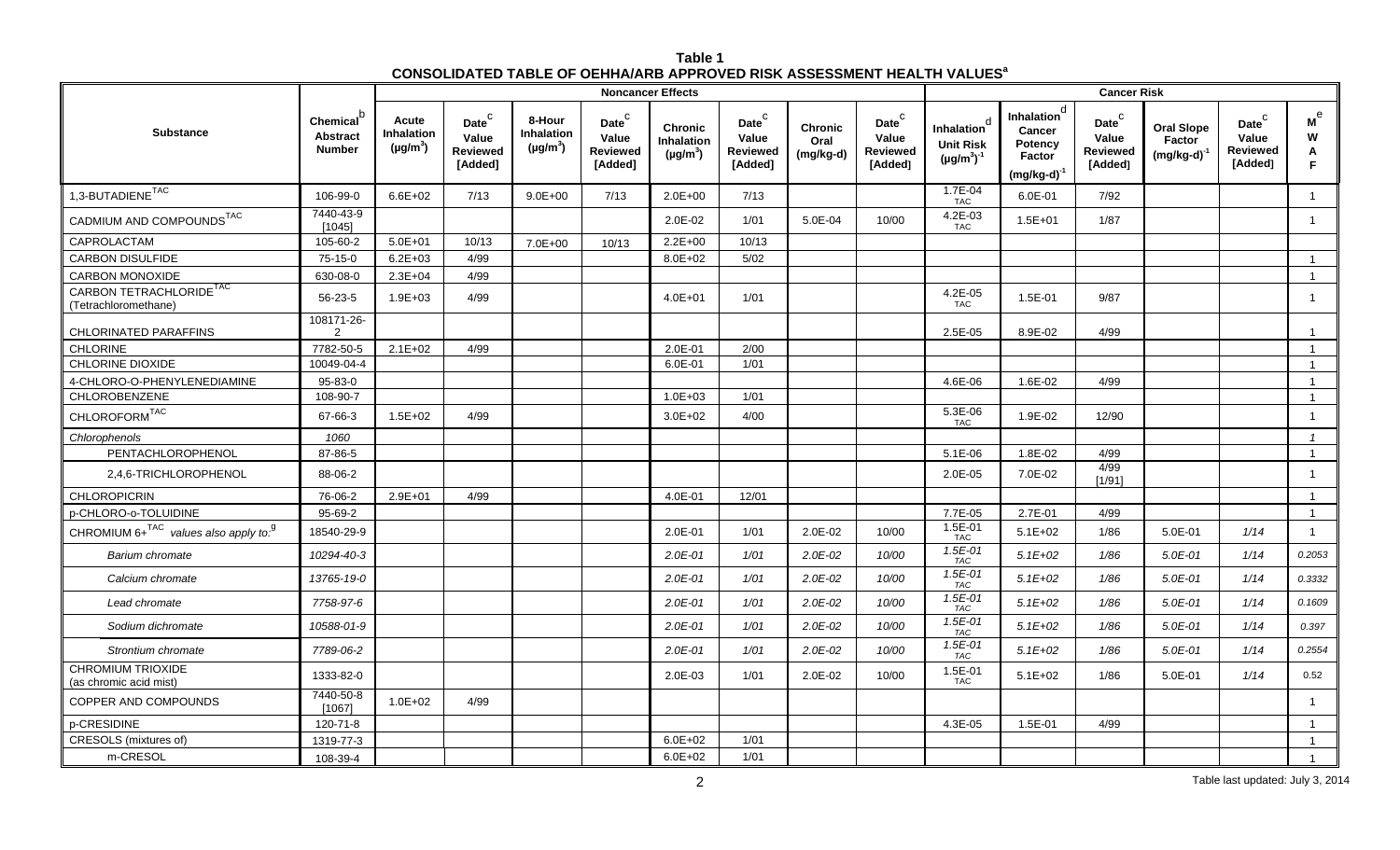**Table 1**
**CONSOLIDATED TABLE OF OEHHA/ARB APPROVED RISK ASSESSMENT HEALTH VALUES[a]**

| Substance | Chemical[b] Abstract Number | Noncancer Effects | | | | | | | | Cancer Risk | | | | | |
|---|---|---|---|---|---|---|---|---|---|---|---|---|---|---|---|
| | | Acute Inhalation ($\mu g/m^3$) | Date[c] Value Reviewed [Added] | 8-Hour Inhalation ($\mu g/m^3$) | Date[c] Value Reviewed [Added] | Chronic Inhalation ($\mu g/m^3$) | Date[c] Value Reviewed [Added] | Chronic Oral (mg/kg-d) | Date[c] Value Reviewed [Added] | Inhalation[d] Unit Risk $(\mu g/m^3)^{-1}$ | Inhalation[d] Cancer Potency Factor $(mg/kg\text{-}d)^{-1}$ | Date[c] Value Reviewed [Added] | Oral Slope Factor $(mg/kg\text{-}d)^{-1}$ | Date[c] Value Reviewed [Added] | M[e] W A F |
| 1,3-BUTADIENE[TAC] | 106-99-0 | 6.6E+02 | 7/13 | 9.0E+00 | 7/13 | 2.0E+00 | 7/13 | | | 1.7E-04 TAC | 6.0E-01 | 7/92 | | | 1 |
| CADMIUM AND COMPOUNDS[TAC] | 7440-43-9 [1045] | | | | | 2.0E-02 | 1/01 | 5.0E-04 | 10/00 | 4.2E-03 TAC | 1.5E+01 | 1/87 | | | 1 |
| CAPROLACTAM | 105-60-2 | 5.0E+01 | 10/13 | 7.0E+00 | 10/13 | 2.2E+00 | 10/13 | | | | | | | | |
| CARBON DISULFIDE | 75-15-0 | 6.2E+03 | 4/99 | | | 8.0E+02 | 5/02 | | | | | | | | 1 |
| CARBON MONOXIDE | 630-08-0 | 2.3E+04 | 4/99 | | | | | | | | | | | | 1 |
| CARBON TETRACHLORIDE[TAC] (Tetrachloromethane) | 56-23-5 | 1.9E+03 | 4/99 | | | 4.0E+01 | 1/01 | | | 4.2E-05 TAC | 1.5E-01 | 9/87 | | | 1 |
| CHLORINATED PARAFFINS | 108171-26-2 | | | | | | | | | 2.5E-05 | 8.9E-02 | 4/99 | | | 1 |
| CHLORINE | 7782-50-5 | 2.1E+02 | 4/99 | | | 2.0E-01 | 2/00 | | | | | | | | 1 |
| CHLORINE DIOXIDE | 10049-04-4 | | | | | 6.0E-01 | 1/01 | | | | | | | | 1 |
| 4-CHLORO-O-PHENYLENEDIAMINE | 95-83-0 | | | | | | | | | 4.6E-06 | 1.6E-02 | 4/99 | | | 1 |
| CHLOROBENZENE | 108-90-7 | | | | | 1.0E+03 | 1/01 | | | | | | | | 1 |
| CHLOROFORM[TAC] | 67-66-3 | 1.5E+02 | 4/99 | | | 3.0E+02 | 4/00 | | | 5.3E-06 TAC | 1.9E-02 | 12/90 | | | 1 |
| *Chlorophenols* | *1060* | | | | | | | | | | | | | | *1* |
| PENTACHLOROPHENOL | 87-86-5 | | | | | | | | | 5.1E-06 | 1.8E-02 | 4/99 | | | 1 |
| 2,4,6-TRICHLOROPHENOL | 88-06-2 | | | | | | | | | 2.0E-05 | 7.0E-02 | 4/99 [1/91] | | | 1 |
| CHLOROPICRIN | 76-06-2 | 2.9E+01 | 4/99 | | | 4.0E-01 | 12/01 | | | | | | | | 1 |
| p-CHLORO-o-TOLUIDINE | 95-69-2 | | | | | | | | | 7.7E-05 | 2.7E-01 | 4/99 | | | 1 |
| CHROMIUM 6+[TAC] *values also apply to:*[g] | 18540-29-9 | | | | | 2.0E-01 | 1/01 | 2.0E-02 | 10/00 | 1.5E-01 TAC | 5.1E+02 | 1/86 | 5.0E-01 | *1/14* | 1 |
| *Barium chromate* | *10294-40-3* | | | | | *2.0E-01* | *1/01* | *2.0E-02* | *10/00* | *1.5E-01 TAC* | *5.1E+02* | *1/86* | *5.0E-01* | *1/14* | *0.2053* |
| *Calcium chromate* | *13765-19-0* | | | | | *2.0E-01* | *1/01* | *2.0E-02* | *10/00* | *1.5E-01 TAC* | *5.1E+02* | *1/86* | *5.0E-01* | *1/14* | *0.3332* |
| *Lead chromate* | *7758-97-6* | | | | | *2.0E-01* | *1/01* | *2.0E-02* | *10/00* | *1.5E-01 TAC* | *5.1E+02* | *1/86* | *5.0E-01* | *1/14* | *0.1609* |
| *Sodium dichromate* | *10588-01-9* | | | | | *2.0E-01* | *1/01* | *2.0E-02* | *10/00* | *1.5E-01 TAC* | *5.1E+02* | *1/86* | *5.0E-01* | *1/14* | *0.397* |
| *Strontium chromate* | *7789-06-2* | | | | | *2.0E-01* | *1/01* | *2.0E-02* | *10/00* | *1.5E-01 TAC* | *5.1E+02* | *1/86* | *5.0E-01* | *1/14* | *0.2554* |
| CHROMIUM TRIOXIDE (as chromic acid mist) | 1333-82-0 | | | | | 2.0E-03 | 1/01 | 2.0E-02 | 10/00 | 1.5E-01 TAC | 5.1E+02 | 1/86 | 5.0E-01 | *1/14* | 0.52 |
| COPPER AND COMPOUNDS | 7440-50-8 [1067] | 1.0E+02 | 4/99 | | | | | | | | | | | | 1 |
| p-CRESIDINE | 120-71-8 | | | | | | | | | 4.3E-05 | 1.5E-01 | 4/99 | | | 1 |
| CRESOLS (mixtures of) | 1319-77-3 | | | | | 6.0E+02 | 1/01 | | | | | | | | 1 |
| m-CRESOL | 108-39-4 | | | | | 6.0E+02 | 1/01 | | | | | | | | 1 |

Table last updated: July 3, 2014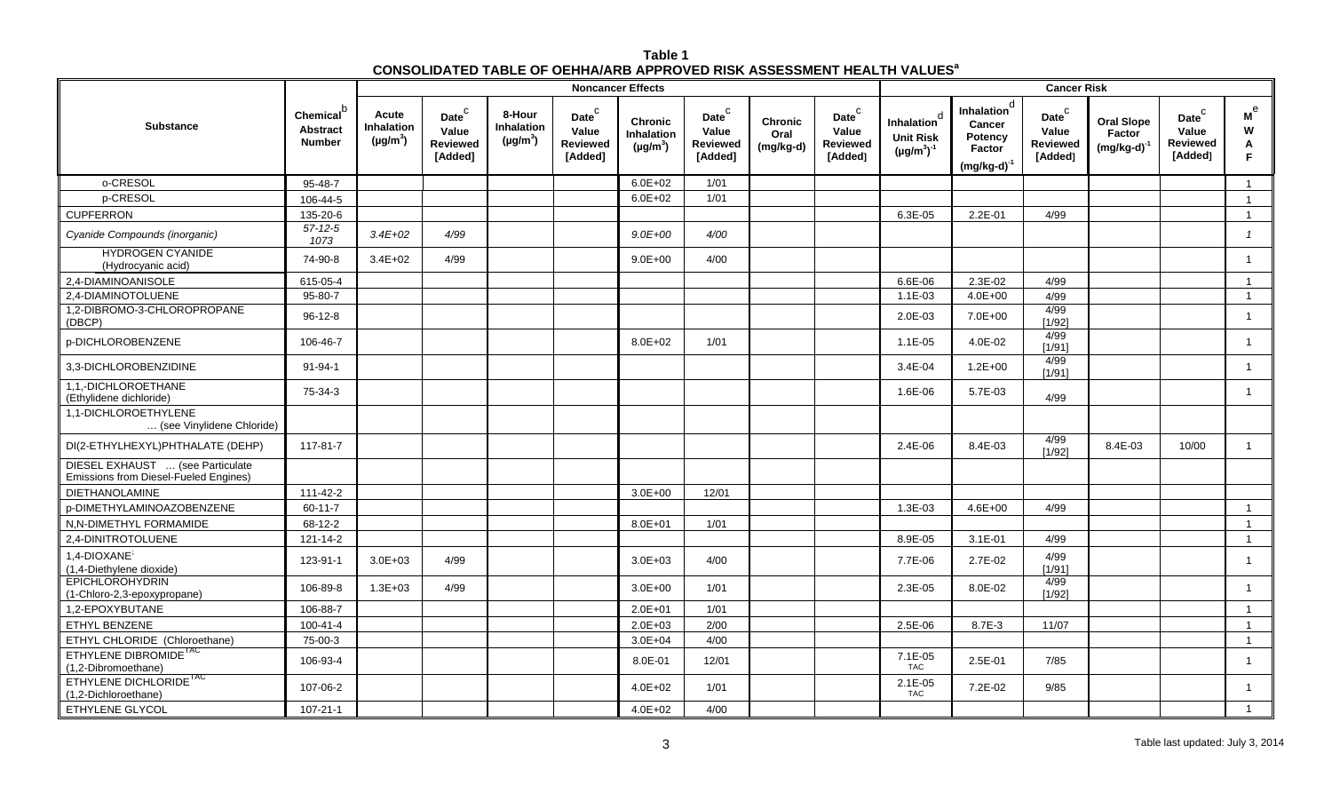**Table 1**
**CONSOLIDATED TABLE OF OEHHA/ARB APPROVED RISK ASSESSMENT HEALTH VALUES[a]**

| Substance | Chemical[b] Abstract Number | Noncancer Effects | | | | | | | | Cancer Risk | | | | | | |
|---|---|---|---|---|---|---|---|---|---|---|---|---|---|---|---|---|
| | | Acute Inhalation (µg/m³) | Date[c] Value Reviewed [Added] | 8-Hour Inhalation (µg/m³) | Date[c] Value Reviewed [Added] | Chronic Inhalation (µg/m³) | Date[c] Value Reviewed [Added] | Chronic Oral (mg/kg-d) | Date[c] Value Reviewed [Added] | Inhalation[d] Unit Risk (µg/m³)⁻¹ | Inhalation[d] Cancer Potency Factor (mg/kg-d)⁻¹ | Date[c] Value Reviewed [Added] | Oral Slope Factor (mg/kg-d)⁻¹ | Date[c] Value Reviewed [Added] | M[e] W A F |
| o-CRESOL | 95-48-7 | | | | | 6.0E+02 | 1/01 | | | | | | | | 1 |
| p-CRESOL | 106-44-5 | | | | | 6.0E+02 | 1/01 | | | | | | | | 1 |
| CUPFERRON | 135-20-6 | | | | | | | | | 6.3E-05 | 2.2E-01 | 4/99 | | | 1 |
| *Cyanide Compounds (inorganic)* | *57-12-5 1073* | *3.4E+02* | *4/99* | | | *9.0E+00* | *4/00* | | | | | | | | *1* |
| HYDROGEN CYANIDE (Hydrocyanic acid) | 74-90-8 | 3.4E+02 | 4/99 | | | 9.0E+00 | 4/00 | | | | | | | | 1 |
| 2,4-DIAMINOANISOLE | 615-05-4 | | | | | | | | | 6.6E-06 | 2.3E-02 | 4/99 | | | 1 |
| 2,4-DIAMINOTOLUENE | 95-80-7 | | | | | | | | | 1.1E-03 | 4.0E+00 | 4/99 | | | 1 |
| 1,2-DIBROMO-3-CHLOROPROPANE (DBCP) | 96-12-8 | | | | | | | | | 2.0E-03 | 7.0E+00 | 4/99 [1/92] | | | 1 |
| p-DICHLOROBENZENE | 106-46-7 | | | | | 8.0E+02 | 1/01 | | | 1.1E-05 | 4.0E-02 | 4/99 [1/91] | | | 1 |
| 3,3-DICHLOROBENZIDINE | 91-94-1 | | | | | | | | | 3.4E-04 | 1.2E+00 | 4/99 [1/91] | | | 1 |
| 1,1,-DICHLOROETHANE (Ethylidene dichloride) | 75-34-3 | | | | | | | | | 1.6E-06 | 5.7E-03 | 4/99 | | | 1 |
| 1,1-DICHLOROETHYLENE … (see Vinylidene Chloride) | | | | | | | | | | | | | | | |
| DI(2-ETHYLHEXYL)PHTHALATE (DEHP) | 117-81-7 | | | | | | | | | 2.4E-06 | 8.4E-03 | 4/99 [1/92] | 8.4E-03 | 10/00 | 1 |
| DIESEL EXHAUST … (see Particulate Emissions from Diesel-Fueled Engines) | | | | | | | | | | | | | | | |
| DIETHANOLAMINE | 111-42-2 | | | | | 3.0E+00 | 12/01 | | | | | | | | |
| p-DIMETHYLAMINOAZOBENZENE | 60-11-7 | | | | | | | | | 1.3E-03 | 4.6E+00 | 4/99 | | | 1 |
| N,N-DIMETHYL FORMAMIDE | 68-12-2 | | | | | 8.0E+01 | 1/01 | | | | | | | | 1 |
| 2,4-DINITROTOLUENE | 121-14-2 | | | | | | | | | 8.9E-05 | 3.1E-01 | 4/99 | | | 1 |
| 1,4-DIOXANE (1,4-Diethylene dioxide) | 123-91-1 | 3.0E+03 | 4/99 | | | 3.0E+03 | 4/00 | | | 7.7E-06 | 2.7E-02 | 4/99 [1/91] | | | 1 |
| EPICHLOROHYDRIN (1-Chloro-2,3-epoxypropane) | 106-89-8 | 1.3E+03 | 4/99 | | | 3.0E+00 | 1/01 | | | 2.3E-05 | 8.0E-02 | 4/99 [1/92] | | | 1 |
| 1,2-EPOXYBUTANE | 106-88-7 | | | | | 2.0E+01 | 1/01 | | | | | | | | 1 |
| ETHYL BENZENE | 100-41-4 | | | | | 2.0E+03 | 2/00 | | | 2.5E-06 | 8.7E-3 | 11/07 | | | 1 |
| ETHYL CHLORIDE (Chloroethane) | 75-00-3 | | | | | 3.0E+04 | 4/00 | | | | | | | | 1 |
| ETHYLENE DIBROMIDE[TAC] (1,2-Dibromoethane) | 106-93-4 | | | | | 8.0E-01 | 12/01 | | | 7.1E-05 TAC | 2.5E-01 | 7/85 | | | 1 |
| ETHYLENE DICHLORIDE[TAC] (1,2-Dichloroethane) | 107-06-2 | | | | | 4.0E+02 | 1/01 | | | 2.1E-05 TAC | 7.2E-02 | 9/85 | | | 1 |
| ETHYLENE GLYCOL | 107-21-1 | | | | | 4.0E+02 | 4/00 | | | | | | | | 1 |

Table last updated: July 3, 2014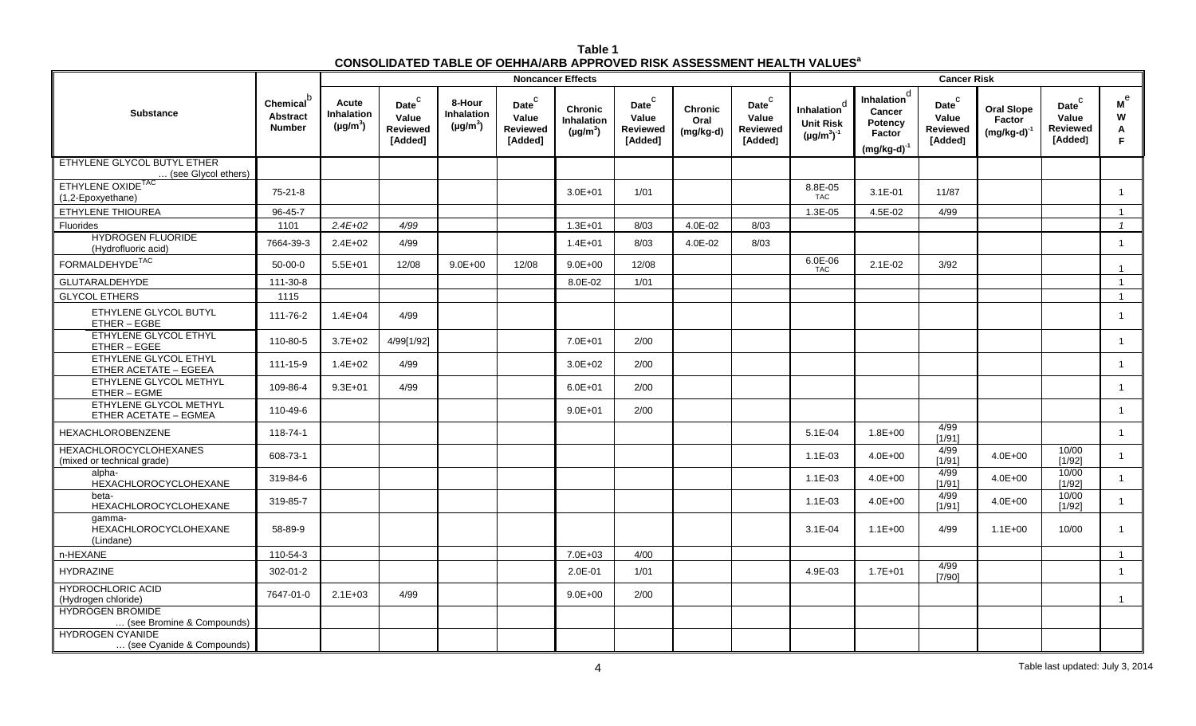**Table 1**
**CONSOLIDATED TABLE OF OEHHA/ARB APPROVED RISK ASSESSMENT HEALTH VALUES[a]**

| Substance | Chemical[b] Abstract Number | Noncancer Effects | | | | | | | | Cancer Risk | | | | | |
|---|---|---|---|---|---|---|---|---|---|---|---|---|---|---|---|
| | | Acute Inhalation ($\mu g/m^3$) | Date[c] Value Reviewed [Added] | 8-Hour Inhalation ($\mu g/m^3$) | Date[c] Value Reviewed [Added] | Chronic Inhalation ($\mu g/m^3$) | Date[c] Value Reviewed [Added] | Chronic Oral (mg/kg-d) | Date[c] Value Reviewed [Added] | Inhalation[d] Unit Risk $(\mu g/m^3)^{-1}$ | Inhalation[d] Cancer Potency Factor $(mg/kg\text{-}d)^{-1}$ | Date[c] Value Reviewed [Added] | Oral Slope Factor $(mg/kg\text{-}d)^{-1}$ | Date[c] Value Reviewed [Added] | M[e] W A F |
| ETHYLENE GLYCOL BUTYL ETHER … (see Glycol ethers) | | | | | | | | | | | | | | | |
| ETHYLENE OXIDE[TAC] (1,2-Epoxyethane) | 75-21-8 | | | | | 3.0E+01 | 1/01 | | | 8.8E-05 TAC | 3.1E-01 | 11/87 | | | 1 |
| ETHYLENE THIOUREA | 96-45-7 | | | | | | | | | 1.3E-05 | 4.5E-02 | 4/99 | | | 1 |
| Fluorides | 1101 | *2.4E+02* | *4/99* | | | 1.3E+01 | 8/03 | 4.0E-02 | 8/03 | | | | | | *1* |
| HYDROGEN FLUORIDE (Hydrofluoric acid) | 7664-39-3 | 2.4E+02 | 4/99 | | | 1.4E+01 | 8/03 | 4.0E-02 | 8/03 | | | | | | 1 |
| FORMALDEHYDE[TAC] | 50-00-0 | 5.5E+01 | 12/08 | 9.0E+00 | 12/08 | 9.0E+00 | 12/08 | | | 6.0E-06 TAC | 2.1E-02 | 3/92 | | | 1 |
| GLUTARALDEHYDE | 111-30-8 | | | | | 8.0E-02 | 1/01 | | | | | | | | 1 |
| GLYCOL ETHERS | 1115 | | | | | | | | | | | | | | 1 |
| ETHYLENE GLYCOL BUTYL ETHER – EGBE | 111-76-2 | 1.4E+04 | 4/99 | | | | | | | | | | | | 1 |
| ETHYLENE GLYCOL ETHYL ETHER – EGEE | 110-80-5 | 3.7E+02 | 4/99[1/92] | | | 7.0E+01 | 2/00 | | | | | | | | 1 |
| ETHYLENE GLYCOL ETHYL ETHER ACETATE – EGEEA | 111-15-9 | 1.4E+02 | 4/99 | | | 3.0E+02 | 2/00 | | | | | | | | 1 |
| ETHYLENE GLYCOL METHYL ETHER – EGME | 109-86-4 | 9.3E+01 | 4/99 | | | 6.0E+01 | 2/00 | | | | | | | | 1 |
| ETHYLENE GLYCOL METHYL ETHER ACETATE – EGMEA | 110-49-6 | | | | | 9.0E+01 | 2/00 | | | | | | | | 1 |
| HEXACHLOROBENZENE | 118-74-1 | | | | | | | | | 5.1E-04 | 1.8E+00 | 4/99 [1/91] | | | 1 |
| HEXACHLOROCYCLOHEXANES (mixed or technical grade) | 608-73-1 | | | | | | | | | 1.1E-03 | 4.0E+00 | 4/99 [1/91] | 4.0E+00 | 10/00 [1/92] | 1 |
| alpha-HEXACHLOROCYCLOHEXANE | 319-84-6 | | | | | | | | | 1.1E-03 | 4.0E+00 | 4/99 [1/91] | 4.0E+00 | 10/00 [1/92] | 1 |
| beta-HEXACHLOROCYCLOHEXANE | 319-85-7 | | | | | | | | | 1.1E-03 | 4.0E+00 | 4/99 [1/91] | 4.0E+00 | 10/00 [1/92] | 1 |
| gamma-HEXACHLOROCYCLOHEXANE (Lindane) | 58-89-9 | | | | | | | | | 3.1E-04 | 1.1E+00 | 4/99 | 1.1E+00 | 10/00 | 1 |
| n-HEXANE | 110-54-3 | | | | | 7.0E+03 | 4/00 | | | | | | | | 1 |
| HYDRAZINE | 302-01-2 | | | | | 2.0E-01 | 1/01 | | | 4.9E-03 | 1.7E+01 | 4/99 [7/90] | | | 1 |
| HYDROCHLORIC ACID (Hydrogen chloride) | 7647-01-0 | 2.1E+03 | 4/99 | | | 9.0E+00 | 2/00 | | | | | | | | 1 |
| HYDROGEN BROMIDE … (see Bromine & Compounds) | | | | | | | | | | | | | | | |
| HYDROGEN CYANIDE … (see Cyanide & Compounds) | | | | | | | | | | | | | | | |

Table last updated: July 3, 2014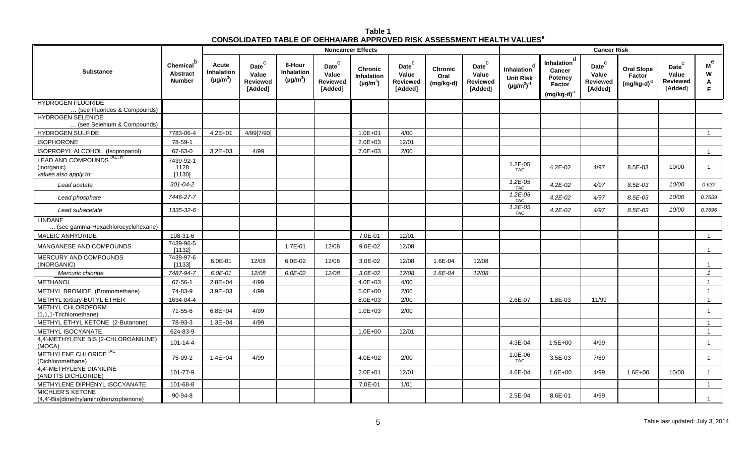**Table 1**
**CONSOLIDATED TABLE OF OEHHA/ARB APPROVED RISK ASSESSMENT HEALTH VALUES[a]**

| Substance | Chemical[b] Abstract Number | Noncancer Effects | | | | | | | | Cancer Risk | | | | | |
|---|---|---|---|---|---|---|---|---|---|---|---|---|---|---|---|
| | | Acute Inhalation (µg/m³) | Date[c] Value Reviewed [Added] | 8-Hour Inhalation (µg/m³) | Date[c] Value Reviewed [Added] | Chronic Inhalation (µg/m³) | Date[c] Value Reviewed [Added] | Chronic Oral (mg/kg-d) | Date[c] Value Reviewed [Added] | Inhalation[d] Unit Risk (µg/m³)⁻¹ | Inhalation[d] Cancer Potency Factor (mg/kg-d)⁻¹ | Date[c] Value Reviewed [Added] | Oral Slope Factor (mg/kg-d)⁻¹ | Date[c] Value Reviewed [Added] | M[e] W A F |
| HYDROGEN FLUORIDE … (see Fluorides & Compounds) | | | | | | | | | | | | | | | |
| HYDROGEN SELENIDE … (see Selenium & Compounds) | | | | | | | | | | | | | | | |
| HYDROGEN SULFIDE | 7783-06-4 | 4.2E+01 | 4/99[7/90] | | | 1.0E+01 | 4/00 | | | | | | | | 1 |
| ISOPHORONE | 78-59-1 | | | | | 2.0E+03 | 12/01 | | | | | | | | |
| ISOPROPYL ALCOHOL (Isopropanol) | 67-63-0 | 3.2E+03 | 4/99 | | | 7.0E+03 | 2/00 | | | | | | | | 1 |
| LEAD AND COMPOUNDS[TAC, h] (inorganic) *values also apply to:* | 7439-92-1 1128 [1130] | | | | | | | | | 1.2E-05 TAC | 4.2E-02 | 4/97 | 8.5E-03 | 10/00 | 1 |
| *Lead acetate* | *301-04-2* | | | | | | | | | *1.2E-05 TAC* | *4.2E-02* | *4/97* | *8.5E-03* | *10/00* | *0.637* |
| *Lead phosphate* | *7446-27-7* | | | | | | | | | *1.2E-05 TAC* | *4.2E-02* | *4/97* | *8.5E-03* | *10/00* | *0.7659* |
| *Lead subacetate* | *1335-32-6* | | | | | | | | | *1.2E-05 TAC* | *4.2E-02* | *4/97* | *8.5E-03* | *10/00* | *0.7696* |
| LINDANE ... (see gamma-Hexachlorocyclohexane) | | | | | | | | | | | | | | | |
| MALEIC ANHYDRIDE | 108-31-6 | | | | | 7.0E-01 | 12/01 | | | | | | | | 1 |
| MANGANESE AND COMPOUNDS | 7439-96-5 [1132] | | | 1.7E-01 | 12/08 | 9.0E-02 | 12/08 | | | | | | | | 1 |
| MERCURY AND COMPOUNDS (INORGANIC) | 7439-97-6 [1133] | 6.0E-01 | 12/08 | 6.0E-02 | 12/08 | 3.0E-02 | 12/08 | 1.6E-04 | 12/08 | | | | | | 1 |
| *Mercuric chloride* | *7487-94-7* | *6.0E-01* | *12/08* | *6.0E-02* | *12/08* | *3.0E-02* | *12/08* | *1.6E-04* | *12/08* | | | | | | *1* |
| METHANOL | 67-56-1 | 2.8E+04 | 4/99 | | | 4.0E+03 | 4/00 | | | | | | | | 1 |
| METHYL BROMIDE (Bromomethane) | 74-83-9 | 3.9E+03 | 4/99 | | | 5.0E+00 | 2/00 | | | | | | | | 1 |
| METHYL tertiary-BUTYL ETHER | 1634-04-4 | | | | | 8.0E+03 | 2/00 | | | 2.6E-07 | 1.8E-03 | 11/99 | | | 1 |
| METHYL CHLOROFORM (1,1,1-Trichloroethane) | 71-55-6 | 6.8E+04 | 4/99 | | | 1.0E+03 | 2/00 | | | | | | | | 1 |
| METHYL ETHYL KETONE (2-Butanone) | 78-93-3 | 1.3E+04 | 4/99 | | | | | | | | | | | | 1 |
| METHYL ISOCYANATE | 624-83-9 | | | | | 1.0E+00 | 12/01 | | | | | | | | 1 |
| 4,4'-METHYLENE BIS (2-CHLOROANILINE) (MOCA) | 101-14-4 | | | | | | | | | 4.3E-04 | 1.5E+00 | 4/99 | | | 1 |
| METHYLENE CHLORIDE[TAC] (Dichloromethane) | 75-09-2 | 1.4E+04 | 4/99 | | | 4.0E+02 | 2/00 | | | 1.0E-06 TAC | 3.5E-03 | 7/89 | | | 1 |
| 4,4'-METHYLENE DIANILINE (AND ITS DICHLORIDE) | 101-77-9 | | | | | 2.0E+01 | 12/01 | | | 4.6E-04 | 1.6E+00 | 4/99 | 1.6E+00 | 10/00 | 1 |
| METHYLENE DIPHENYL ISOCYANATE | 101-68-8 | | | | | 7.0E-01 | 1/01 | | | | | | | | 1 |
| MICHLER'S KETONE (4,4'-Bis(dimethylamino)benzophenone) | 90-94-8 | | | | | | | | | 2.5E-04 | 8.6E-01 | 4/99 | | | 1 |

Table last updated: July 3, 2014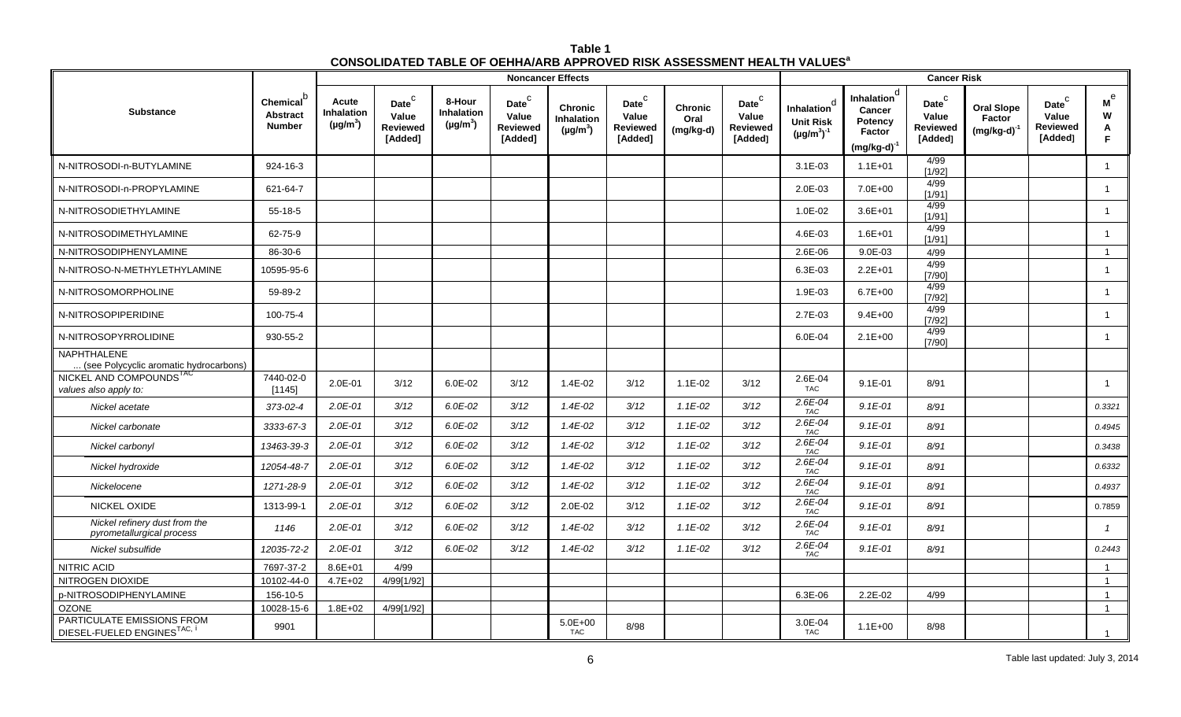**Table 1**
**CONSOLIDATED TABLE OF OEHHA/ARB APPROVED RISK ASSESSMENT HEALTH VALUES[a]**

| Substance | Chemical[b] Abstract Number | Noncancer Effects | | | | | | | | Cancer Risk | | | | | |
|---|---|---|---|---|---|---|---|---|---|---|---|---|---|---|---|
| | | Acute Inhalation (µg/m³) | Date[c] Value Reviewed [Added] | 8-Hour Inhalation (µg/m³) | Date[c] Value Reviewed [Added] | Chronic Inhalation (µg/m³) | Date[c] Value Reviewed [Added] | Chronic Oral (mg/kg-d) | Date[c] Value Reviewed [Added] | Inhalation[d] Unit Risk (µg/m³)⁻¹ | Inhalation[d] Cancer Potency Factor (mg/kg-d)⁻¹ | Date[c] Value Reviewed [Added] | Oral Slope Factor (mg/kg-d)⁻¹ | Date[c] Value Reviewed [Added] | M[e] W A F |
| N-NITROSODI-n-BUTYLAMINE | 924-16-3 | | | | | | | | | 3.1E-03 | 1.1E+01 | 4/99 [1/92] | | | 1 |
| N-NITROSODI-n-PROPYLAMINE | 621-64-7 | | | | | | | | | 2.0E-03 | 7.0E+00 | 4/99 [1/91] | | | 1 |
| N-NITROSODIETHYLAMINE | 55-18-5 | | | | | | | | | 1.0E-02 | 3.6E+01 | 4/99 [1/91] | | | 1 |
| N-NITROSODIMETHYLAMINE | 62-75-9 | | | | | | | | | 4.6E-03 | 1.6E+01 | 4/99 [1/91] | | | 1 |
| N-NITROSODIPHENYLAMINE | 86-30-6 | | | | | | | | | 2.6E-06 | 9.0E-03 | 4/99 | | | 1 |
| N-NITROSO-N-METHYLETHYLAMINE | 10595-95-6 | | | | | | | | | 6.3E-03 | 2.2E+01 | 4/99 [7/90] | | | 1 |
| N-NITROSOMORPHOLINE | 59-89-2 | | | | | | | | | 1.9E-03 | 6.7E+00 | 4/99 [7/92] | | | 1 |
| N-NITROSOPIPERIDINE | 100-75-4 | | | | | | | | | 2.7E-03 | 9.4E+00 | 4/99 [7/92] | | | 1 |
| N-NITROSOPYRROLIDINE | 930-55-2 | | | | | | | | | 6.0E-04 | 2.1E+00 | 4/99 [7/90] | | | 1 |
| NAPHTHALENE ... (see Polycyclic aromatic hydrocarbons) | | | | | | | | | | | | | | | |
| NICKEL AND COMPOUNDS[TAC] values also apply to: | 7440-02-0 [1145] | 2.0E-01 | 3/12 | 6.0E-02 | 3/12 | 1.4E-02 | 3/12 | 1.1E-02 | 3/12 | 2.6E-04 TAC | 9.1E-01 | 8/91 | | | 1 |
| *Nickel acetate* | *373-02-4* | *2.0E-01* | *3/12* | *6.0E-02* | *3/12* | *1.4E-02* | *3/12* | *1.1E-02* | *3/12* | *2.6E-04 TAC* | *9.1E-01* | *8/91* | | | *0.3321* |
| *Nickel carbonate* | *3333-67-3* | *2.0E-01* | *3/12* | *6.0E-02* | *3/12* | *1.4E-02* | *3/12* | *1.1E-02* | *3/12* | *2.6E-04 TAC* | *9.1E-01* | *8/91* | | | *0.4945* |
| *Nickel carbonyl* | *13463-39-3* | *2.0E-01* | *3/12* | *6.0E-02* | *3/12* | *1.4E-02* | *3/12* | *1.1E-02* | *3/12* | *2.6E-04 TAC* | *9.1E-01* | *8/91* | | | *0.3438* |
| *Nickel hydroxide* | *12054-48-7* | *2.0E-01* | *3/12* | *6.0E-02* | *3/12* | *1.4E-02* | *3/12* | *1.1E-02* | *3/12* | *2.6E-04 TAC* | *9.1E-01* | *8/91* | | | *0.6332* |
| *Nickelocene* | *1271-28-9* | *2.0E-01* | *3/12* | *6.0E-02* | *3/12* | *1.4E-02* | *3/12* | *1.1E-02* | *3/12* | *2.6E-04 TAC* | *9.1E-01* | *8/91* | | | *0.4937* |
| NICKEL OXIDE | 1313-99-1 | *2.0E-01* | *3/12* | *6.0E-02* | *3/12* | 2.0E-02 | 3/12 | *1.1E-02* | *3/12* | *2.6E-04 TAC* | *9.1E-01* | *8/91* | | | 0.7859 |
| *Nickel refinery dust from the pyrometallurgical process* | *1146* | *2.0E-01* | *3/12* | *6.0E-02* | *3/12* | *1.4E-02* | *3/12* | *1.1E-02* | *3/12* | *2.6E-04 TAC* | *9.1E-01* | *8/91* | | | *1* |
| *Nickel subsulfide* | *12035-72-2* | *2.0E-01* | *3/12* | *6.0E-02* | *3/12* | *1.4E-02* | *3/12* | *1.1E-02* | *3/12* | *2.6E-04 TAC* | *9.1E-01* | *8/91* | | | *0.2443* |
| NITRIC ACID | 7697-37-2 | 8.6E+01 | 4/99 | | | | | | | | | | | | 1 |
| NITROGEN DIOXIDE | 10102-44-0 | 4.7E+02 | 4/99[1/92] | | | | | | | | | | | | 1 |
| p-NITROSODIPHENYLAMINE | 156-10-5 | | | | | | | | | 6.3E-06 | 2.2E-02 | 4/99 | | | 1 |
| OZONE | 10028-15-6 | 1.8E+02 | 4/99[1/92] | | | | | | | | | | | | 1 |
| PARTICULATE EMISSIONS FROM DIESEL-FUELED ENGINES[TAC, i] | 9901 | | | | | 5.0E+00 TAC | 8/98 | | | 3.0E-04 TAC | 1.1E+00 | 8/98 | | | 1 |

Table last updated: July 3, 2014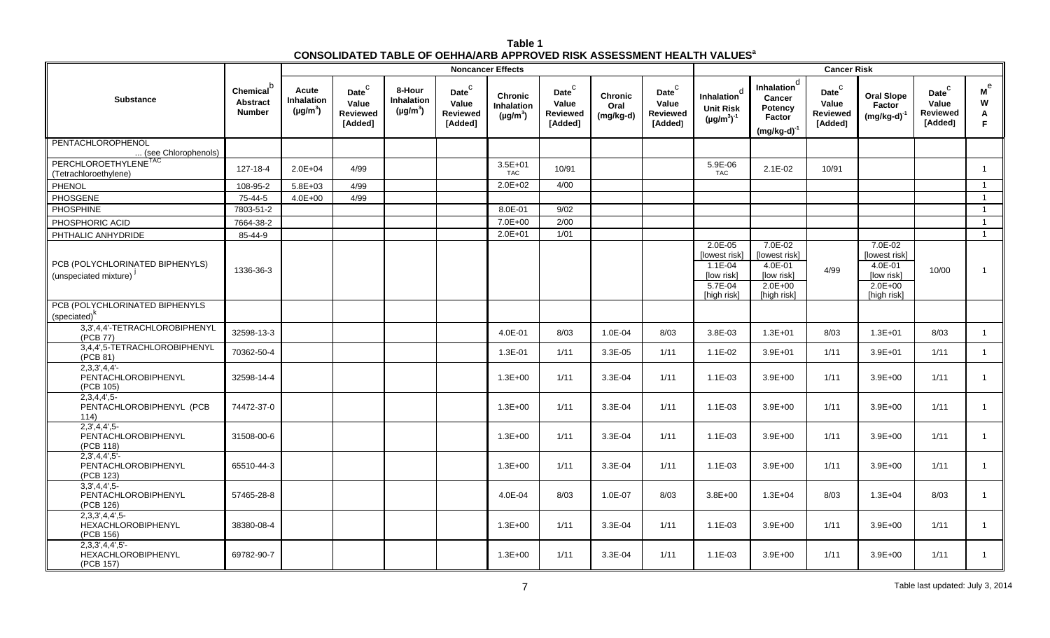**Table 1**
**CONSOLIDATED TABLE OF OEHHA/ARB APPROVED RISK ASSESSMENT HEALTH VALUES[a]**

| Substance | Chemical[b] Abstract Number | Noncancer Effects | | | | | | | | Cancer Risk | | | | | MWAF[e] |
|---|---|---|---|---|---|---|---|---|---|---|---|---|---|---|---|
| | | Acute Inhalation (µg/m³) | Date[c] Value Reviewed [Added] | 8-Hour Inhalation (µg/m³) | Date[c] Value Reviewed [Added] | Chronic Inhalation (µg/m³) | Date[c] Value Reviewed [Added] | Chronic Oral (mg/kg-d) | Date[c] Value Reviewed [Added] | Inhalation[d] Unit Risk (µg/m³)⁻¹ | Inhalation[d] Cancer Potency Factor (mg/kg-d)⁻¹ | Date[c] Value Reviewed [Added] | Oral Slope Factor (mg/kg-d)⁻¹ | Date[c] Value Reviewed [Added] | |
| PENTACHLOROPHENOL ... (see Chlorophenols) | | | | | | | | | | | | | | | |
| PERCHLOROETHYLENE[TAC] (Tetrachloroethylene) | 127-18-4 | 2.0E+04 | 4/99 | | | 3.5E+01 TAC | 10/91 | | | 5.9E-06 TAC | 2.1E-02 | 10/91 | | | 1 |
| PHENOL | 108-95-2 | 5.8E+03 | 4/99 | | | 2.0E+02 | 4/00 | | | | | | | | 1 |
| PHOSGENE | 75-44-5 | 4.0E+00 | 4/99 | | | | | | | | | | | | 1 |
| PHOSPHINE | 7803-51-2 | | | | | 8.0E-01 | 9/02 | | | | | | | | 1 |
| PHOSPHORIC ACID | 7664-38-2 | | | | | 7.0E+00 | 2/00 | | | | | | | | 1 |
| PHTHALIC ANHYDRIDE | 85-44-9 | | | | | 2.0E+01 | 1/01 | | | | | | | | 1 |
| PCB (POLYCHLORINATED BIPHENYLS) (unspeciated mixture)[j] | 1336-36-3 | | | | | | | | | 2.0E-05 [lowest risk] 1.1E-04 [low risk] 5.7E-04 [high risk] | 7.0E-02 [lowest risk] 4.0E-01 [low risk] 2.0E+00 [high risk] | 4/99 | 7.0E-02 [lowest risk] 4.0E-01 [low risk] 2.0E+00 [high risk] | 10/00 | 1 |
| PCB (POLYCHLORINATED BIPHENYLS (speciated)[k] | | | | | | | | | | | | | | | |
| 3,3',4,4'-TETRACHLOROBIPHENYL (PCB 77) | 32598-13-3 | | | | | 4.0E-01 | 8/03 | 1.0E-04 | 8/03 | 3.8E-03 | 1.3E+01 | 8/03 | 1.3E+01 | 8/03 | 1 |
| 3,4,4',5-TETRACHLOROBIPHENYL (PCB 81) | 70362-50-4 | | | | | 1.3E-01 | 1/11 | 3.3E-05 | 1/11 | 1.1E-02 | 3.9E+01 | 1/11 | 3.9E+01 | 1/11 | 1 |
| 2,3,3',4,4'-PENTACHLOROBIPHENYL (PCB 105) | 32598-14-4 | | | | | 1.3E+00 | 1/11 | 3.3E-04 | 1/11 | 1.1E-03 | 3.9E+00 | 1/11 | 3.9E+00 | 1/11 | 1 |
| 2,3,4,4',5-PENTACHLOROBIPHENYL (PCB 114) | 74472-37-0 | | | | | 1.3E+00 | 1/11 | 3.3E-04 | 1/11 | 1.1E-03 | 3.9E+00 | 1/11 | 3.9E+00 | 1/11 | 1 |
| 2,3',4,4',5-PENTACHLOROBIPHENYL (PCB 118) | 31508-00-6 | | | | | 1.3E+00 | 1/11 | 3.3E-04 | 1/11 | 1.1E-03 | 3.9E+00 | 1/11 | 3.9E+00 | 1/11 | 1 |
| 2,3',4,4',5'-PENTACHLOROBIPHENYL (PCB 123) | 65510-44-3 | | | | | 1.3E+00 | 1/11 | 3.3E-04 | 1/11 | 1.1E-03 | 3.9E+00 | 1/11 | 3.9E+00 | 1/11 | 1 |
| 3,3',4,4',5-PENTACHLOROBIPHENYL (PCB 126) | 57465-28-8 | | | | | 4.0E-04 | 8/03 | 1.0E-07 | 8/03 | 3.8E+00 | 1.3E+04 | 8/03 | 1.3E+04 | 8/03 | 1 |
| 2,3,3',4,4',5-HEXACHLOROBIPHENYL (PCB 156) | 38380-08-4 | | | | | 1.3E+00 | 1/11 | 3.3E-04 | 1/11 | 1.1E-03 | 3.9E+00 | 1/11 | 3.9E+00 | 1/11 | 1 |
| 2,3,3',4,4',5'-HEXACHLOROBIPHENYL (PCB 157) | 69782-90-7 | | | | | 1.3E+00 | 1/11 | 3.3E-04 | 1/11 | 1.1E-03 | 3.9E+00 | 1/11 | 3.9E+00 | 1/11 | 1 |

Table last updated: July 3, 2014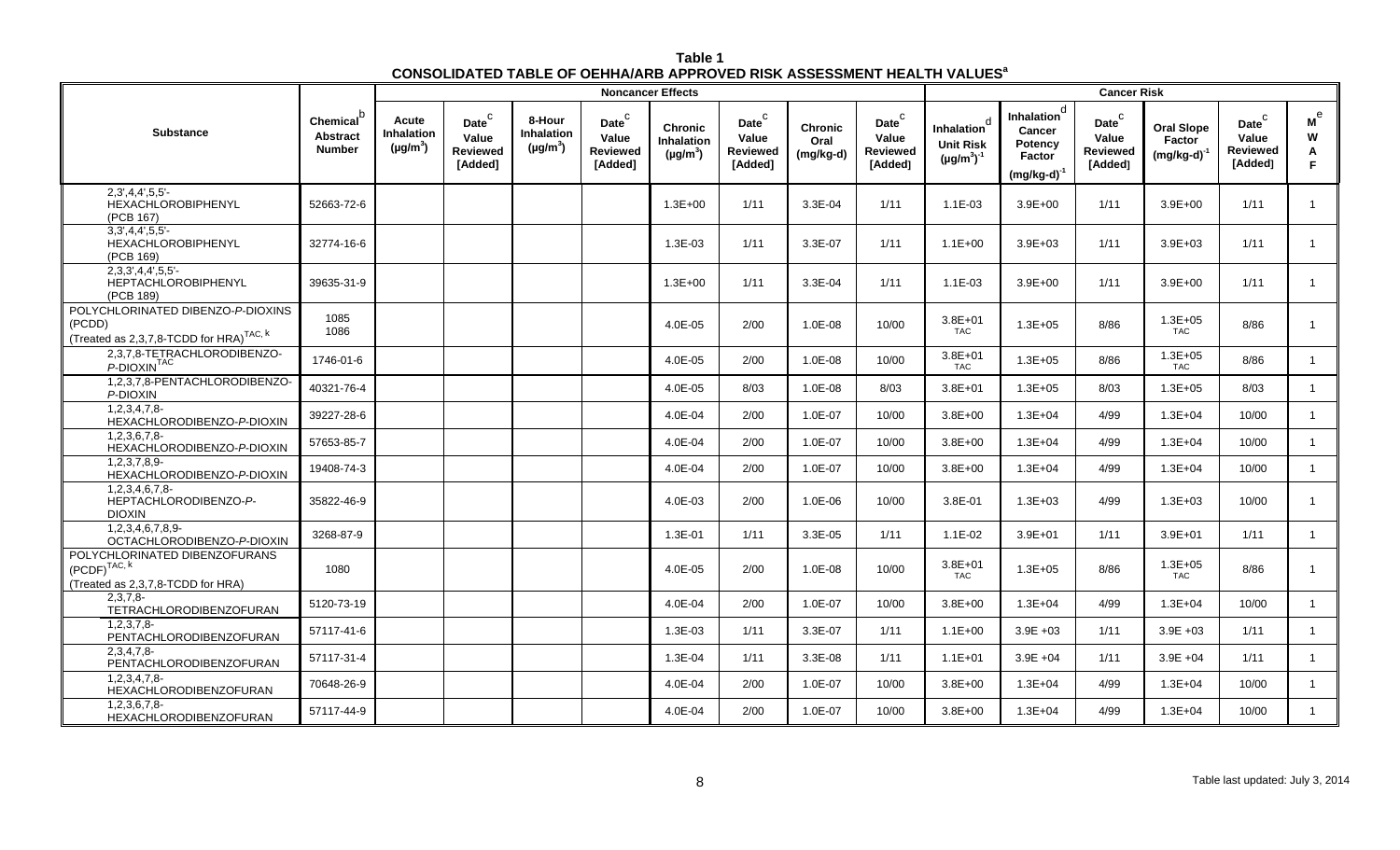**Table 1**
**CONSOLIDATED TABLE OF OEHHA/ARB APPROVED RISK ASSESSMENT HEALTH VALUES[a]**

| Substance | Chemical[b] Abstract Number | Noncancer Effects | | | | | | | | Cancer Risk | | | | | |
|---|---|---|---|---|---|---|---|---|---|---|---|---|---|---|---|
| | | Acute Inhalation ($\mu g/m^3$) | Date[c] Value Reviewed [Added] | 8-Hour Inhalation ($\mu g/m^3$) | Date[c] Value Reviewed [Added] | Chronic Inhalation ($\mu g/m^3$) | Date[c] Value Reviewed [Added] | Chronic Oral (mg/kg-d) | Date[c] Value Reviewed [Added] | Inhalation[d] Unit Risk $(\mu g/m^3)^{-1}$ | Inhalation[d] Cancer Potency Factor $(mg/kg\text{-}d)^{-1}$ | Date[c] Value Reviewed [Added] | Oral Slope Factor $(mg/kg\text{-}d)^{-1}$ | Date[c] Value Reviewed [Added] | M[e] W A F |
| 2,3',4,4',5,5'-HEXACHLOROBIPHENYL (PCB 167) | 52663-72-6 | | | | | 1.3E+00 | 1/11 | 3.3E-04 | 1/11 | 1.1E-03 | 3.9E+00 | 1/11 | 3.9E+00 | 1/11 | 1 |
| 3,3',4,4',5,5'-HEXACHLOROBIPHENYL (PCB 169) | 32774-16-6 | | | | | 1.3E-03 | 1/11 | 3.3E-07 | 1/11 | 1.1E+00 | 3.9E+03 | 1/11 | 3.9E+03 | 1/11 | 1 |
| 2,3,3',4,4',5,5'-HEPTACHLOROBIPHENYL (PCB 189) | 39635-31-9 | | | | | 1.3E+00 | 1/11 | 3.3E-04 | 1/11 | 1.1E-03 | 3.9E+00 | 1/11 | 3.9E+00 | 1/11 | 1 |
| POLYCHLORINATED DIBENZO-*P*-DIOXINS (PCDD) (Treated as 2,3,7,8-TCDD for HRA)[TAC, k] | 1085 1086 | | | | | 4.0E-05 | 2/00 | 1.0E-08 | 10/00 | 3.8E+01 TAC | 1.3E+05 | 8/86 | 1.3E+05 TAC | 8/86 | 1 |
| 2,3,7,8-TETRACHLORODIBENZO-*P*-DIOXIN[TAC] | 1746-01-6 | | | | | 4.0E-05 | 2/00 | 1.0E-08 | 10/00 | 3.8E+01 TAC | 1.3E+05 | 8/86 | 1.3E+05 TAC | 8/86 | 1 |
| 1,2,3,7,8-PENTACHLORODIBENZO-*P*-DIOXIN | 40321-76-4 | | | | | 4.0E-05 | 8/03 | 1.0E-08 | 8/03 | 3.8E+01 | 1.3E+05 | 8/03 | 1.3E+05 | 8/03 | 1 |
| 1,2,3,4,7,8-HEXACHLORODIBENZO-*P*-DIOXIN | 39227-28-6 | | | | | 4.0E-04 | 2/00 | 1.0E-07 | 10/00 | 3.8E+00 | 1.3E+04 | 4/99 | 1.3E+04 | 10/00 | 1 |
| 1,2,3,6,7,8-HEXACHLORODIBENZO-*P*-DIOXIN | 57653-85-7 | | | | | 4.0E-04 | 2/00 | 1.0E-07 | 10/00 | 3.8E+00 | 1.3E+04 | 4/99 | 1.3E+04 | 10/00 | 1 |
| 1,2,3,7,8,9-HEXACHLORODIBENZO-*P*-DIOXIN | 19408-74-3 | | | | | 4.0E-04 | 2/00 | 1.0E-07 | 10/00 | 3.8E+00 | 1.3E+04 | 4/99 | 1.3E+04 | 10/00 | 1 |
| 1,2,3,4,6,7,8-HEPTACHLORODIBENZO-*P*-DIOXIN | 35822-46-9 | | | | | 4.0E-03 | 2/00 | 1.0E-06 | 10/00 | 3.8E-01 | 1.3E+03 | 4/99 | 1.3E+03 | 10/00 | 1 |
| 1,2,3,4,6,7,8,9-OCTACHLORODIBENZO-*P*-DIOXIN | 3268-87-9 | | | | | 1.3E-01 | 1/11 | 3.3E-05 | 1/11 | 1.1E-02 | 3.9E+01 | 1/11 | 3.9E+01 | 1/11 | 1 |
| POLYCHLORINATED DIBENZOFURANS (PCDF)[TAC, k] (Treated as 2,3,7,8-TCDD for HRA) | 1080 | | | | | 4.0E-05 | 2/00 | 1.0E-08 | 10/00 | 3.8E+01 TAC | 1.3E+05 | 8/86 | 1.3E+05 TAC | 8/86 | 1 |
| 2,3,7,8-TETRACHLORODIBENZOFURAN | 5120-73-19 | | | | | 4.0E-04 | 2/00 | 1.0E-07 | 10/00 | 3.8E+00 | 1.3E+04 | 4/99 | 1.3E+04 | 10/00 | 1 |
| 1,2,3,7,8-PENTACHLORODIBENZOFURAN | 57117-41-6 | | | | | 1.3E-03 | 1/11 | 3.3E-07 | 1/11 | 1.1E+00 | 3.9E +03 | 1/11 | 3.9E +03 | 1/11 | 1 |
| 2,3,4,7,8-PENTACHLORODIBENZOFURAN | 57117-31-4 | | | | | 1.3E-04 | 1/11 | 3.3E-08 | 1/11 | 1.1E+01 | 3.9E +04 | 1/11 | 3.9E +04 | 1/11 | 1 |
| 1,2,3,4,7,8-HEXACHLORODIBENZOFURAN | 70648-26-9 | | | | | 4.0E-04 | 2/00 | 1.0E-07 | 10/00 | 3.8E+00 | 1.3E+04 | 4/99 | 1.3E+04 | 10/00 | 1 |
| 1,2,3,6,7,8-HEXACHLORODIBENZOFURAN | 57117-44-9 | | | | | 4.0E-04 | 2/00 | 1.0E-07 | 10/00 | 3.8E+00 | 1.3E+04 | 4/99 | 1.3E+04 | 10/00 | 1 |

Table last updated: July 3, 2014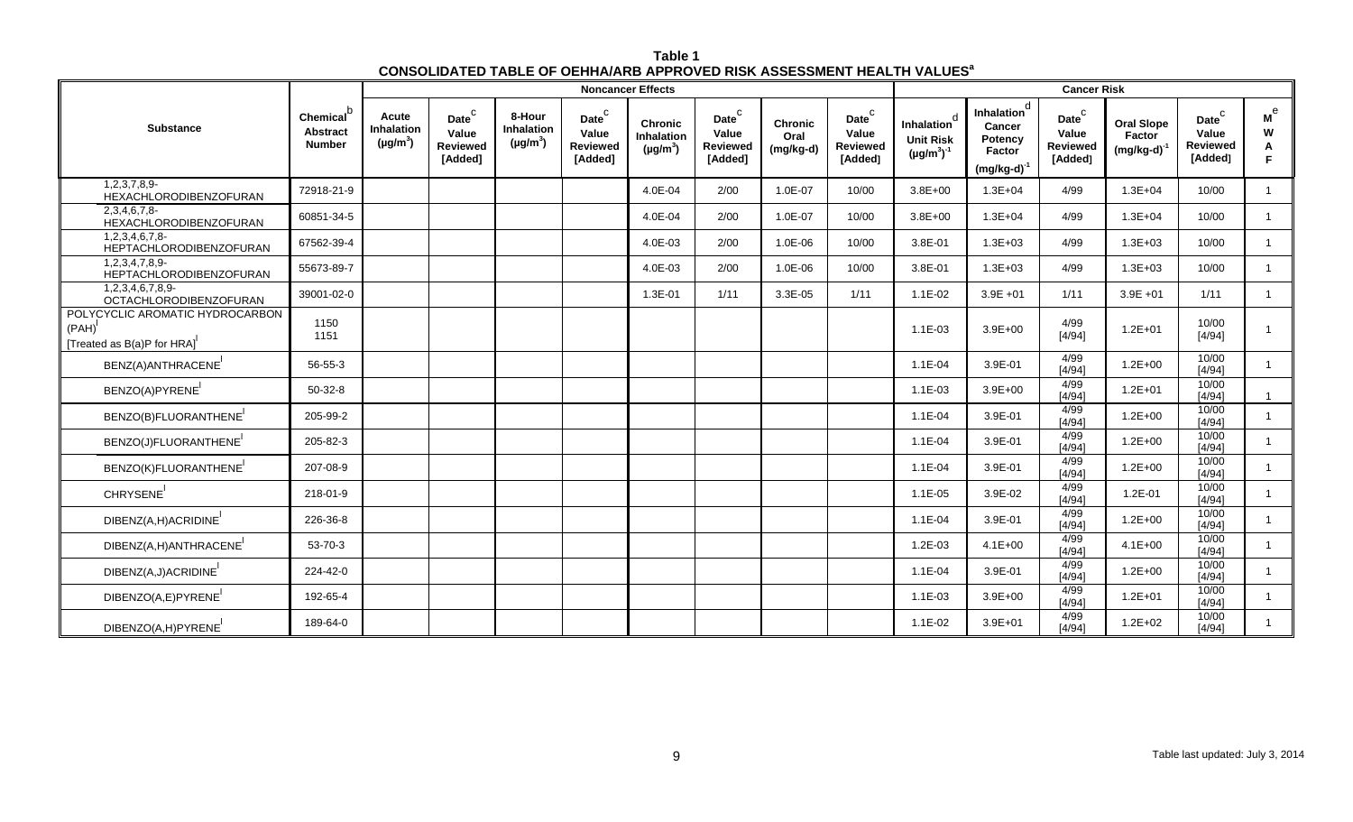**Table 1**
**CONSOLIDATED TABLE OF OEHHA/ARB APPROVED RISK ASSESSMENT HEALTH VALUES[a]**

| Substance | Chemical Abstract Number[b] | Noncancer Effects | | | | | | | | Cancer Risk | | | | | |
|---|---|---|---|---|---|---|---|---|---|---|---|---|---|---|---|
| | | Acute Inhalation ($\mu g/m^3$) | Date[c] Value Reviewed [Added] | 8-Hour Inhalation ($\mu g/m^3$) | Date[c] Value Reviewed [Added] | Chronic Inhalation ($\mu g/m^3$) | Date[c] Value Reviewed [Added] | Chronic Oral (mg/kg-d) | Date[c] Value Reviewed [Added] | Inhalation[d] Unit Risk $(\mu g/m^3)^{-1}$ | Inhalation[d] Cancer Potency Factor $(mg/kg\text{-}d)^{-1}$ | Date[c] Value Reviewed [Added] | Oral Slope Factor $(mg/kg\text{-}d)^{-1}$ | Date[c] Value Reviewed [Added] | MWAF[e] |
| 1,2,3,7,8,9-HEXACHLORODIBENZOFURAN | 72918-21-9 | | | | | 4.0E-04 | 2/00 | 1.0E-07 | 10/00 | 3.8E+00 | 1.3E+04 | 4/99 | 1.3E+04 | 10/00 | 1 |
| 2,3,4,6,7,8-HEXACHLORODIBENZOFURAN | 60851-34-5 | | | | | 4.0E-04 | 2/00 | 1.0E-07 | 10/00 | 3.8E+00 | 1.3E+04 | 4/99 | 1.3E+04 | 10/00 | 1 |
| 1,2,3,4,6,7,8-HEPTACHLORODIBENZOFURAN | 67562-39-4 | | | | | 4.0E-03 | 2/00 | 1.0E-06 | 10/00 | 3.8E-01 | 1.3E+03 | 4/99 | 1.3E+03 | 10/00 | 1 |
| 1,2,3,4,7,8,9-HEPTACHLORODIBENZOFURAN | 55673-89-7 | | | | | 4.0E-03 | 2/00 | 1.0E-06 | 10/00 | 3.8E-01 | 1.3E+03 | 4/99 | 1.3E+03 | 10/00 | 1 |
| 1,2,3,4,6,7,8,9-OCTACHLORODIBENZOFURAN | 39001-02-0 | | | | | 1.3E-01 | 1/11 | 3.3E-05 | 1/11 | 1.1E-02 | 3.9E +01 | 1/11 | 3.9E +01 | 1/11 | 1 |
| POLYCYCLIC AROMATIC HYDROCARBON (PAH)[l] [Treated as B(a)P for HRA][l] | 1150 1151 | | | | | | | | | 1.1E-03 | 3.9E+00 | 4/99 [4/94] | 1.2E+01 | 10/00 [4/94] | 1 |
| BENZ(A)ANTHRACENE[l] | 56-55-3 | | | | | | | | | 1.1E-04 | 3.9E-01 | 4/99 [4/94] | 1.2E+00 | 10/00 [4/94] | 1 |
| BENZO(A)PYRENE[l] | 50-32-8 | | | | | | | | | 1.1E-03 | 3.9E+00 | 4/99 [4/94] | 1.2E+01 | 10/00 [4/94] | 1 |
| BENZO(B)FLUORANTHENE[l] | 205-99-2 | | | | | | | | | 1.1E-04 | 3.9E-01 | 4/99 [4/94] | 1.2E+00 | 10/00 [4/94] | 1 |
| BENZO(J)FLUORANTHENE[l] | 205-82-3 | | | | | | | | | 1.1E-04 | 3.9E-01 | 4/99 [4/94] | 1.2E+00 | 10/00 [4/94] | 1 |
| BENZO(K)FLUORANTHENE[l] | 207-08-9 | | | | | | | | | 1.1E-04 | 3.9E-01 | 4/99 [4/94] | 1.2E+00 | 10/00 [4/94] | 1 |
| CHRYSENE[l] | 218-01-9 | | | | | | | | | 1.1E-05 | 3.9E-02 | 4/99 [4/94] | 1.2E-01 | 10/00 [4/94] | 1 |
| DIBENZ(A,H)ACRIDINE[l] | 226-36-8 | | | | | | | | | 1.1E-04 | 3.9E-01 | 4/99 [4/94] | 1.2E+00 | 10/00 [4/94] | 1 |
| DIBENZ(A,H)ANTHRACENE[l] | 53-70-3 | | | | | | | | | 1.2E-03 | 4.1E+00 | 4/99 [4/94] | 4.1E+00 | 10/00 [4/94] | 1 |
| DIBENZ(A,J)ACRIDINE[l] | 224-42-0 | | | | | | | | | 1.1E-04 | 3.9E-01 | 4/99 [4/94] | 1.2E+00 | 10/00 [4/94] | 1 |
| DIBENZO(A,E)PYRENE[l] | 192-65-4 | | | | | | | | | 1.1E-03 | 3.9E+00 | 4/99 [4/94] | 1.2E+01 | 10/00 [4/94] | 1 |
| DIBENZO(A,H)PYRENE[l] | 189-64-0 | | | | | | | | | 1.1E-02 | 3.9E+01 | 4/99 [4/94] | 1.2E+02 | 10/00 [4/94] | 1 |

Table last updated: July 3, 2014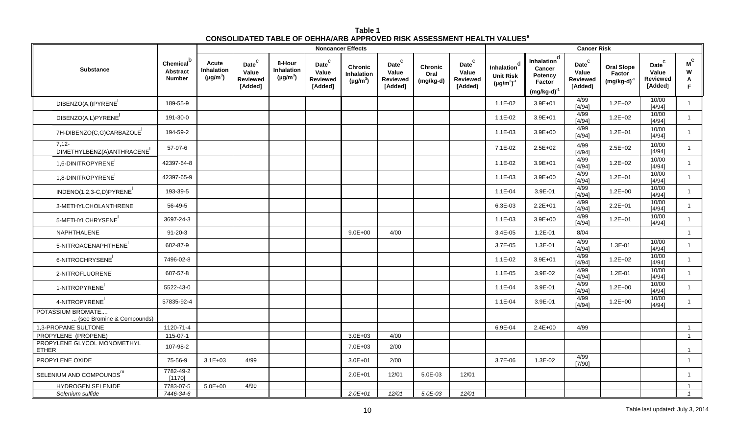**Table 1**
**CONSOLIDATED TABLE OF OEHHA/ARB APPROVED RISK ASSESSMENT HEALTH VALUES[a]**

| Substance | Chemical[b] Abstract Number | Noncancer Effects | | | | | | | | Cancer Risk | | | | | | |
|---|---|---|---|---|---|---|---|---|---|---|---|---|---|---|---|---|
| | | Acute Inhalation ($\mu g/m^3$) | Date[c] Value Reviewed [Added] | 8-Hour Inhalation ($\mu g/m^3$) | Date[c] Value Reviewed [Added] | Chronic Inhalation ($\mu g/m^3$) | Date[c] Value Reviewed [Added] | Chronic Oral (mg/kg-d) | Date[c] Value Reviewed [Added] | Inhalation[d] Unit Risk $(\mu g/m^3)^{-1}$ | Inhalation[d] Cancer Potency Factor $(mg/kg\text{-}d)^{-1}$ | Date[c] Value Reviewed [Added] | Oral Slope Factor $(mg/kg\text{-}d)^{-1}$ | Date[c] Value Reviewed [Added] | M[e] W A F |
| DIBENZO(A,I)PYRENE[l] | 189-55-9 | | | | | | | | | 1.1E-02 | 3.9E+01 | 4/99 [4/94] | 1.2E+02 | 10/00 [4/94] | 1 |
| DIBENZO(A,L)PYRENE[l] | 191-30-0 | | | | | | | | | 1.1E-02 | 3.9E+01 | 4/99 [4/94] | 1.2E+02 | 10/00 [4/94] | 1 |
| 7H-DIBENZO(C,G)CARBAZOLE[l] | 194-59-2 | | | | | | | | | 1.1E-03 | 3.9E+00 | 4/99 [4/94] | 1.2E+01 | 10/00 [4/94] | 1 |
| 7,12-DIMETHYLBENZ(A)ANTHRACENE[l] | 57-97-6 | | | | | | | | | 7.1E-02 | 2.5E+02 | 4/99 [4/94] | 2.5E+02 | 10/00 [4/94] | 1 |
| 1,6-DINITROPYRENE[l] | 42397-64-8 | | | | | | | | | 1.1E-02 | 3.9E+01 | 4/99 [4/94] | 1.2E+02 | 10/00 [4/94] | 1 |
| 1,8-DINITROPYRENE[l] | 42397-65-9 | | | | | | | | | 1.1E-03 | 3.9E+00 | 4/99 [4/94] | 1.2E+01 | 10/00 [4/94] | 1 |
| INDENO(1,2,3-C,D)PYRENE[l] | 193-39-5 | | | | | | | | | 1.1E-04 | 3.9E-01 | 4/99 [4/94] | 1.2E+00 | 10/00 [4/94] | 1 |
| 3-METHYLCHOLANTHRENE[l] | 56-49-5 | | | | | | | | | 6.3E-03 | 2.2E+01 | 4/99 [4/94] | 2.2E+01 | 10/00 [4/94] | 1 |
| 5-METHYLCHRYSENE[l] | 3697-24-3 | | | | | | | | | 1.1E-03 | 3.9E+00 | 4/99 [4/94] | 1.2E+01 | 10/00 [4/94] | 1 |
| NAPHTHALENE | 91-20-3 | | | | | 9.0E+00 | 4/00 | | | 3.4E-05 | 1.2E-01 | 8/04 | | | 1 |
| 5-NITROACENAPHTHENE[l] | 602-87-9 | | | | | | | | | 3.7E-05 | 1.3E-01 | 4/99 [4/94] | 1.3E-01 | 10/00 [4/94] | 1 |
| 6-NITROCHRYSENE[l] | 7496-02-8 | | | | | | | | | 1.1E-02 | 3.9E+01 | 4/99 [4/94] | 1.2E+02 | 10/00 [4/94] | 1 |
| 2-NITROFLUORENE[l] | 607-57-8 | | | | | | | | | 1.1E-05 | 3.9E-02 | 4/99 [4/94] | 1.2E-01 | 10/00 [4/94] | 1 |
| 1-NITROPYRENE[l] | 5522-43-0 | | | | | | | | | 1.1E-04 | 3.9E-01 | 4/99 [4/94] | 1.2E+00 | 10/00 [4/94] | 1 |
| 4-NITROPYRENE[l] | 57835-92-4 | | | | | | | | | 1.1E-04 | 3.9E-01 | 4/99 [4/94] | 1.2E+00 | 10/00 [4/94] | 1 |
| POTASSIUM BROMATE.... ... (see Bromine & Compounds) | | | | | | | | | | | | | | | |
| 1,3-PROPANE SULTONE | 1120-71-4 | | | | | | | | | 6.9E-04 | 2.4E+00 | 4/99 | | | 1 |
| PROPYLENE (PROPENE) | 115-07-1 | | | | | 3.0E+03 | 4/00 | | | | | | | | 1 |
| PROPYLENE GLYCOL MONOMETHYL ETHER | 107-98-2 | | | | | 7.0E+03 | 2/00 | | | | | | | | 1 |
| PROPYLENE OXIDE | 75-56-9 | 3.1E+03 | 4/99 | | | 3.0E+01 | 2/00 | | | 3.7E-06 | 1.3E-02 | 4/99 [7/90] | | | 1 |
| SELENIUM AND COMPOUNDS[m] | 7782-49-2 [1170] | | | | | 2.0E+01 | 12/01 | 5.0E-03 | 12/01 | | | | | | 1 |
| HYDROGEN SELENIDE | 7783-07-5 | 5.0E+00 | 4/99 | | | | | | | | | | | | 1 |
| *Selenium sulfide* | *7446-34-6* | | | | | *2.0E+01* | *12/01* | *5.0E-03* | *12/01* | | | | | | *1* |

Table last updated: July 3, 2014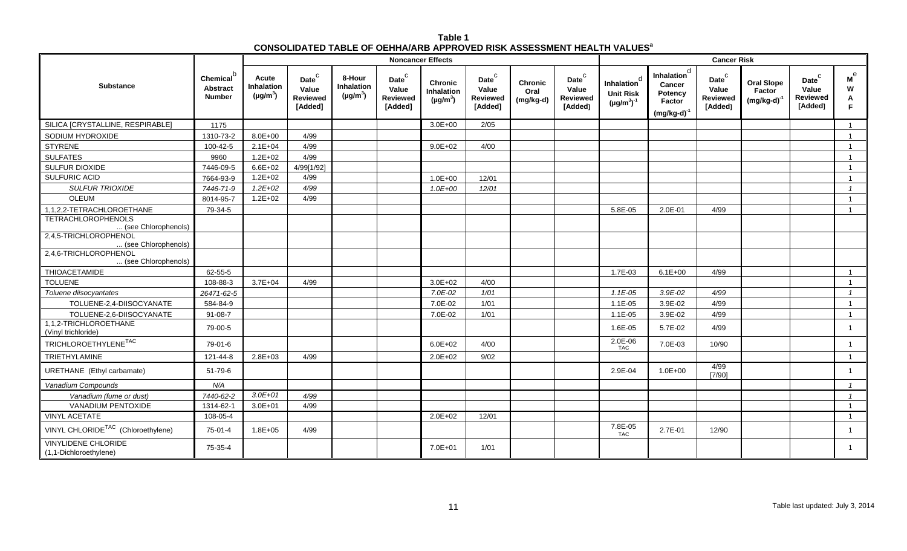**Table 1**
**CONSOLIDATED TABLE OF OEHHA/ARB APPROVED RISK ASSESSMENT HEALTH VALUES[a]**

| Substance | Chemical[b] Abstract Number | Noncancer Effects | | | | | | | | Cancer Risk | | | | | | MWAF[e] |
|---|---|---|---|---|---|---|---|---|---|---|---|---|---|---|---|---|
| | | Acute Inhalation ($\mu g/m^3$) | Date[c] Value Reviewed [Added] | 8-Hour Inhalation ($\mu g/m^3$) | Date[c] Value Reviewed [Added] | Chronic Inhalation ($\mu g/m^3$) | Date[c] Value Reviewed [Added] | Chronic Oral (mg/kg-d) | Date[c] Value Reviewed [Added] | Inhalation[d] Unit Risk $(\mu g/m^3)^{-1}$ | Inhalation[d] Cancer Potency Factor $(mg/kg\text{-}d)^{-1}$ | Date[c] Value Reviewed [Added] | Oral Slope Factor $(mg/kg\text{-}d)^{-1}$ | Date[c] Value Reviewed [Added] | |
| SILICA [CRYSTALLINE, RESPIRABLE] | 1175 | | | | | 3.0E+00 | 2/05 | | | | | | | | 1 |
| SODIUM HYDROXIDE | 1310-73-2 | 8.0E+00 | 4/99 | | | | | | | | | | | | 1 |
| STYRENE | 100-42-5 | 2.1E+04 | 4/99 | | | 9.0E+02 | 4/00 | | | | | | | | 1 |
| SULFATES | 9960 | 1.2E+02 | 4/99 | | | | | | | | | | | | 1 |
| SULFUR DIOXIDE | 7446-09-5 | 6.6E+02 | 4/99[1/92] | | | | | | | | | | | | 1 |
| SULFURIC ACID | 7664-93-9 | 1.2E+02 | 4/99 | | | 1.0E+00 | 12/01 | | | | | | | | 1 |
| *SULFUR TRIOXIDE* | *7446-71-9* | *1.2E+02* | *4/99* | | | *1.0E+00* | *12/01* | | | | | | | | *1* |
| OLEUM | 8014-95-7 | 1.2E+02 | 4/99 | | | | | | | | | | | | 1 |
| 1,1,2,2-TETRACHLOROETHANE | 79-34-5 | | | | | | | | | 5.8E-05 | 2.0E-01 | 4/99 | | | 1 |
| TETRACHLOROPHENOLS ... (see Chlorophenols) | | | | | | | | | | | | | | | |
| 2,4,5-TRICHLOROPHENOL ... (see Chlorophenols) | | | | | | | | | | | | | | | |
| 2,4,6-TRICHLOROPHENOL ... (see Chlorophenols) | | | | | | | | | | | | | | | |
| THIOACETAMIDE | 62-55-5 | | | | | | | | | 1.7E-03 | 6.1E+00 | 4/99 | | | 1 |
| TOLUENE | 108-88-3 | 3.7E+04 | 4/99 | | | 3.0E+02 | 4/00 | | | | | | | | 1 |
| *Toluene diisocyantates* | *26471-62-5* | | | | | *7.0E-02* | *1/01* | | | *1.1E-05* | *3.9E-02* | *4/99* | | | *1* |
| TOLUENE-2,4-DIISOCYANATE | 584-84-9 | | | | | 7.0E-02 | 1/01 | | | 1.1E-05 | 3.9E-02 | 4/99 | | | 1 |
| TOLUENE-2,6-DIISOCYANATE | 91-08-7 | | | | | 7.0E-02 | 1/01 | | | 1.1E-05 | 3.9E-02 | 4/99 | | | 1 |
| 1,1,2-TRICHLOROETHANE (Vinyl trichloride) | 79-00-5 | | | | | | | | | 1.6E-05 | 5.7E-02 | 4/99 | | | 1 |
| TRICHLOROETHYLENE[TAC] | 79-01-6 | | | | | 6.0E+02 | 4/00 | | | 2.0E-06 TAC | 7.0E-03 | 10/90 | | | 1 |
| TRIETHYLAMINE | 121-44-8 | 2.8E+03 | 4/99 | | | 2.0E+02 | 9/02 | | | | | | | | 1 |
| URETHANE (Ethyl carbamate) | 51-79-6 | | | | | | | | | 2.9E-04 | 1.0E+00 | 4/99 [7/90] | | | 1 |
| *Vanadium Compounds* | *N/A* | | | | | | | | | | | | | | *1* |
| *Vanadium (fume or dust)* | *7440-62-2* | *3.0E+01* | *4/99* | | | | | | | | | | | | *1* |
| VANADIUM PENTOXIDE | 1314-62-1 | 3.0E+01 | 4/99 | | | | | | | | | | | | 1 |
| VINYL ACETATE | 108-05-4 | | | | | 2.0E+02 | 12/01 | | | | | | | | 1 |
| VINYL CHLORIDE[TAC] (Chloroethylene) | 75-01-4 | 1.8E+05 | 4/99 | | | | | | | 7.8E-05 TAC | 2.7E-01 | 12/90 | | | 1 |
| VINYLIDENE CHLORIDE (1,1-Dichloroethylene) | 75-35-4 | | | | | 7.0E+01 | 1/01 | | | | | | | | 1 |

Table last updated: July 3, 2014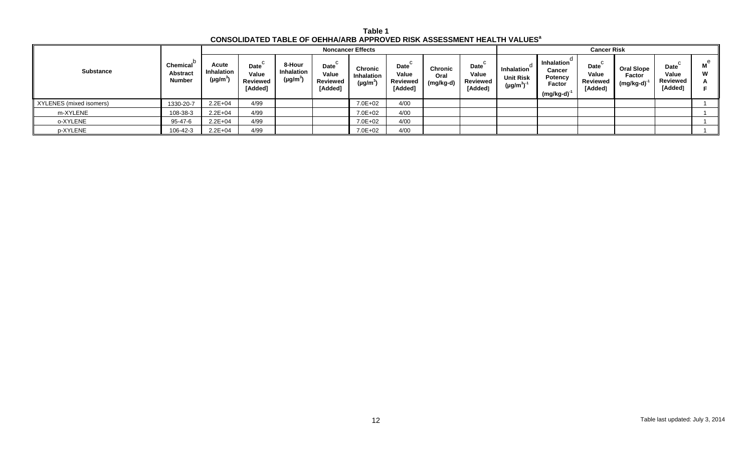**Table 1**
**CONSOLIDATED TABLE OF OEHHA/ARB APPROVED RISK ASSESSMENT HEALTH VALUES[a]**

| Substance | Chemical Abstract Number[b] | Noncancer Effects | | | | | | | | Cancer Risk | | | | | | MWAF[e] |
|---|---|---|---|---|---|---|---|---|---|---|---|---|---|---|---|---|
| | | Acute Inhalation ($\mu g/m^3$) | Date Value Reviewed [Added][c] | 8-Hour Inhalation ($\mu g/m^3$) | Date Value Reviewed [Added][c] | Chronic Inhalation ($\mu g/m^3$) | Date Value Reviewed [Added][c] | Chronic Oral (mg/kg-d) | Date Value Reviewed [Added][c] | Inhalation Unit Risk $(\mu g/m^3)^{-1}$[d] | Inhalation Cancer Potency Factor $(mg/kg\text{-}d)^{-1}$[d] | Date Value Reviewed [Added][c] | Oral Slope Factor $(mg/kg\text{-}d)^{-1}$ | Date Value Reviewed [Added][c] | |
| XYLENES (mixed isomers) | 1330-20-7 | 2.2E+04 | 4/99 | | | 7.0E+02 | 4/00 | | | | | | | | 1 |
| m-XYLENE | 108-38-3 | 2.2E+04 | 4/99 | | | 7.0E+02 | 4/00 | | | | | | | | 1 |
| o-XYLENE | 95-47-6 | 2.2E+04 | 4/99 | | | 7.0E+02 | 4/00 | | | | | | | | 1 |
| p-XYLENE | 106-42-3 | 2.2E+04 | 4/99 | | | 7.0E+02 | 4/00 | | | | | | | | 1 |

Table last updated: July 3, 2014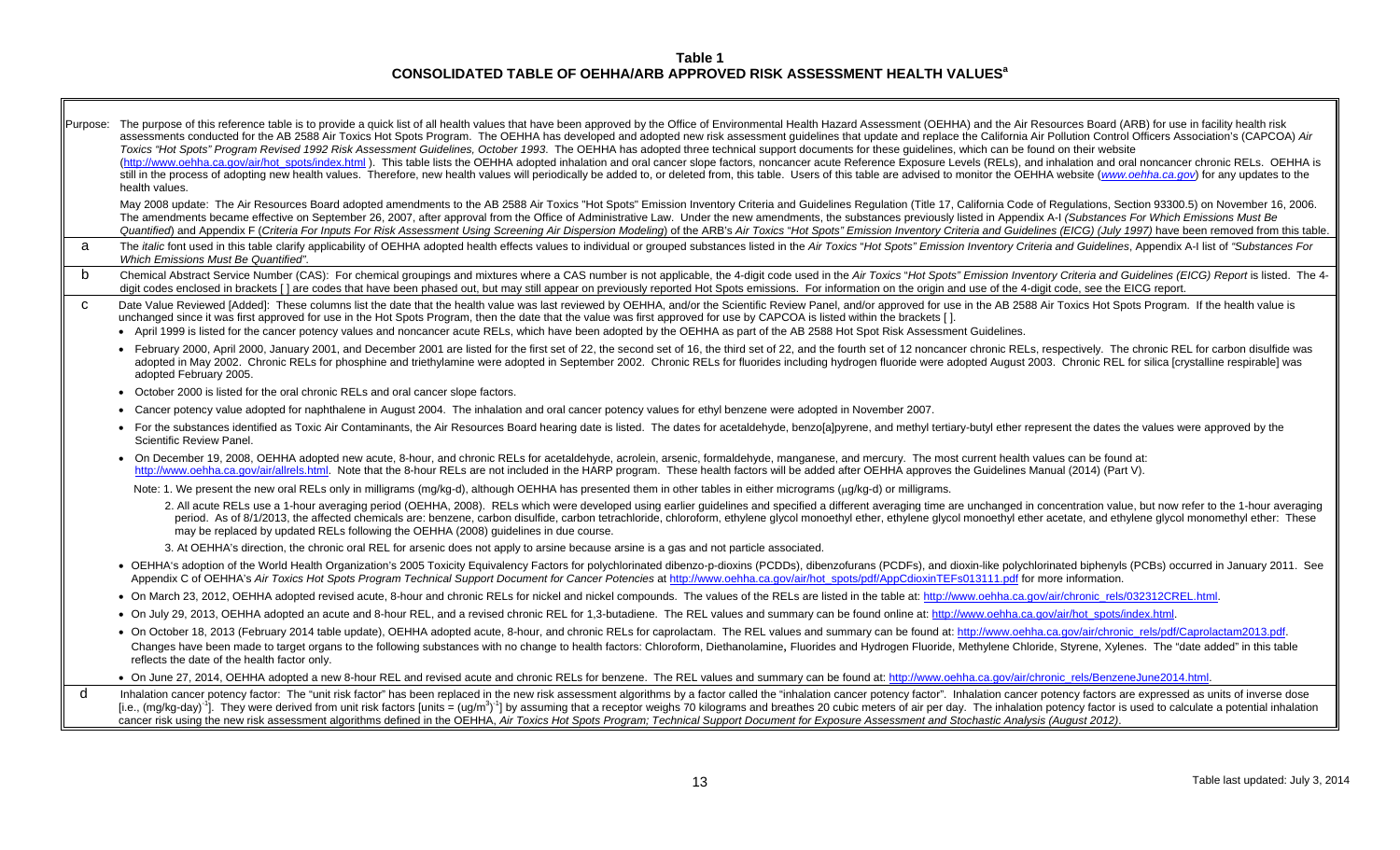**Table 1**
**CONSOLIDATED TABLE OF OEHHA/ARB APPROVED RISK ASSESSMENT HEALTH VALUES[a]**

| | |
|---|---|
| Purpose: | The purpose of this reference table is to provide a quick list of all health values that have been approved by the Office of Environmental Health Hazard Assessment (OEHHA) and the Air Resources Board (ARB) for use in facility health risk assessments conducted for the AB 2588 Air Toxics Hot Spots Program. The OEHHA has developed and adopted new risk assessment guidelines that update and replace the California Air Pollution Control Officers Association's (CAPCOA) *Air Toxics "Hot Spots" Program Revised 1992 Risk Assessment Guidelines, October 1993*. The OEHHA has adopted three technical support documents for these guidelines, which can be found on their website (http://www.oehha.ca.gov/air/hot_spots/index.html ). This table lists the OEHHA adopted inhalation and oral cancer slope factors, noncancer acute Reference Exposure Levels (RELs), and inhalation and oral noncancer chronic RELs. OEHHA is still in the process of adopting new health values. Therefore, new health values will periodically be added to, or deleted from, this table. Users of this table are advised to monitor the OEHHA website (*www.oehha.ca.gov*) for any updates to the health values.<br><br>May 2008 update: The Air Resources Board adopted amendments to the AB 2588 Air Toxics "Hot Spots" Emission Inventory Criteria and Guidelines Regulation (Title 17, California Code of Regulations, Section 93300.5) on November 16, 2006. The amendments became effective on September 26, 2007, after approval from the Office of Administrative Law. Under the new amendments, the substances previously listed in Appendix A-I (*Substances For Which Emissions Must Be Quantified*) and Appendix F (*Criteria For Inputs For Risk Assessment Using Screening Air Dispersion Modeling*) of the ARB's *Air Toxics "Hot Spots" Emission Inventory Criteria and Guidelines (EICG) (July 1997)* have been removed from this table. |
| a | The *italic* font used in this table clarify applicability of OEHHA adopted health effects values to individual or grouped substances listed in the *Air Toxics "Hot Spots" Emission Inventory Criteria and Guidelines*, Appendix A-I list of *"Substances For Which Emissions Must Be Quantified"*. |
| b | Chemical Abstract Service Number (CAS): For chemical groupings and mixtures where a CAS number is not applicable, the 4-digit code used in the *Air Toxics "Hot Spots" Emission Inventory Criteria and Guidelines (EICG) Report* is listed. The 4-digit codes enclosed in brackets [ ] are codes that have been phased out, but may still appear on previously reported Hot Spots emissions. For information on the origin and use of the 4-digit code, see the EICG report. |
| c | Date Value Reviewed [Added]: These columns list the date that the health value was last reviewed by OEHHA, and/or the Scientific Review Panel, and/or approved for use in the AB 2588 Air Toxics Hot Spots Program. If the health value is unchanged since it was first approved for use in the Hot Spots Program, then the date that the value was first approved for use by CAPCOA is listed within the brackets [ ].<br>• April 1999 is listed for the cancer potency values and noncancer acute RELs, which have been adopted by the OEHHA as part of the AB 2588 Hot Spot Risk Assessment Guidelines.<br>• February 2000, April 2000, January 2001, and December 2001 are listed for the first set of 22, the second set of 16, the third set of 22, and the fourth set of 12 noncancer chronic RELs, respectively. The chronic REL for carbon disulfide was adopted in May 2002. Chronic RELs for phosphine and triethylamine were adopted in September 2002. Chronic RELs for fluorides including hydrogen fluoride were adopted August 2003. Chronic REL for silica [crystalline respirable] was adopted February 2005.<br>• October 2000 is listed for the oral chronic RELs and oral cancer slope factors.<br>• Cancer potency value adopted for naphthalene in August 2004. The inhalation and oral cancer potency values for ethyl benzene were adopted in November 2007.<br>• For the substances identified as Toxic Air Contaminants, the Air Resources Board hearing date is listed. The dates for acetaldehyde, benzo[a]pyrene, and methyl tertiary-butyl ether represent the dates the values were approved by the Scientific Review Panel.<br>• On December 19, 2008, OEHHA adopted new acute, 8-hour, and chronic RELs for acetaldehyde, acrolein, arsenic, formaldehyde, manganese, and mercury. The most current health values can be found at: http://www.oehha.ca.gov/air/allrels.html. Note that the 8-hour RELs are not included in the HARP program. These health factors will be added after OEHHA approves the Guidelines Manual (2014) (Part V).<br>Note: 1. We present the new oral RELs only in milligrams (mg/kg-d), although OEHHA has presented them in other tables in either micrograms (µg/kg-d) or milligrams.<br>2. All acute RELs use a 1-hour averaging period (OEHHA, 2008). RELs which were developed using earlier guidelines and specified a different averaging time are unchanged in concentration value, but now refer to the 1-hour averaging period. As of 8/1/2013, the affected chemicals are: benzene, carbon disulfide, carbon tetrachloride, chloroform, ethylene glycol monoethyl ether, ethylene glycol monoethyl ether acetate, and ethylene glycol monomethyl ether: These may be replaced by updated RELs following the OEHHA (2008) guidelines in due course.<br>3. At OEHHA's direction, the chronic oral REL for arsenic does not apply to arsine because arsine is a gas and not particle associated.<br>• OEHHA's adoption of the World Health Organization's 2005 Toxicity Equivalency Factors for polychlorinated dibenzo-p-dioxins (PCDDs), dibenzofurans (PCDFs), and dioxin-like polychlorinated biphenyls (PCBs) occurred in January 2011. See Appendix C of OEHHA's *Air Toxics Hot Spots Program Technical Support Document for Cancer Potencies* at http://www.oehha.ca.gov/air/hot_spots/pdf/AppCdioxinTEFs013111.pdf for more information.<br>• On March 23, 2012, OEHHA adopted revised acute, 8-hour and chronic RELs for nickel and nickel compounds. The values of the RELs are listed in the table at: http://www.oehha.ca.gov/air/chronic_rels/032312CREL.html.<br>• On July 29, 2013, OEHHA adopted an acute and 8-hour REL, and a revised chronic REL for 1,3-butadiene. The REL values and summary can be found online at: http://www.oehha.ca.gov/air/hot_spots/index.html.<br>• On October 18, 2013 (February 2014 table update), OEHHA adopted acute, 8-hour, and chronic RELs for caprolactam. The REL values and summary can be found at: http://www.oehha.ca.gov/air/chronic_rels/pdf/Caprolactam2013.pdf. Changes have been made to target organs to the following substances with no change to health factors: Chloroform, Diethanolamine**,** Fluorides and Hydrogen Fluoride, Methylene Chloride, Styrene, Xylenes. The "date added" in this table reflects the date of the health factor only.<br>• On June 27, 2014, OEHHA adopted a new 8-hour REL and revised acute and chronic RELs for benzene. The REL values and summary can be found at: http://www.oehha.ca.gov/air/chronic_rels/BenzeneJune2014.html. |
| d | Inhalation cancer potency factor: The "unit risk factor" has been replaced in the new risk assessment algorithms by a factor called the "inhalation cancer potency factor". Inhalation cancer potency factors are expressed as units of inverse dose [i.e., $(mg/kg\text{-}day)^{-1}$]. They were derived from unit risk factors [units = $(ug/m^3)^{-1}$] by assuming that a receptor weighs 70 kilograms and breathes 20 cubic meters of air per day. The inhalation potency factor is used to calculate a potential inhalation cancer risk using the new risk assessment algorithms defined in the OEHHA, *Air Toxics Hot Spots Program; Technical Support Document for Exposure Assessment and Stochastic Analysis (August 2012)*. |

Table last updated: July 3, 2014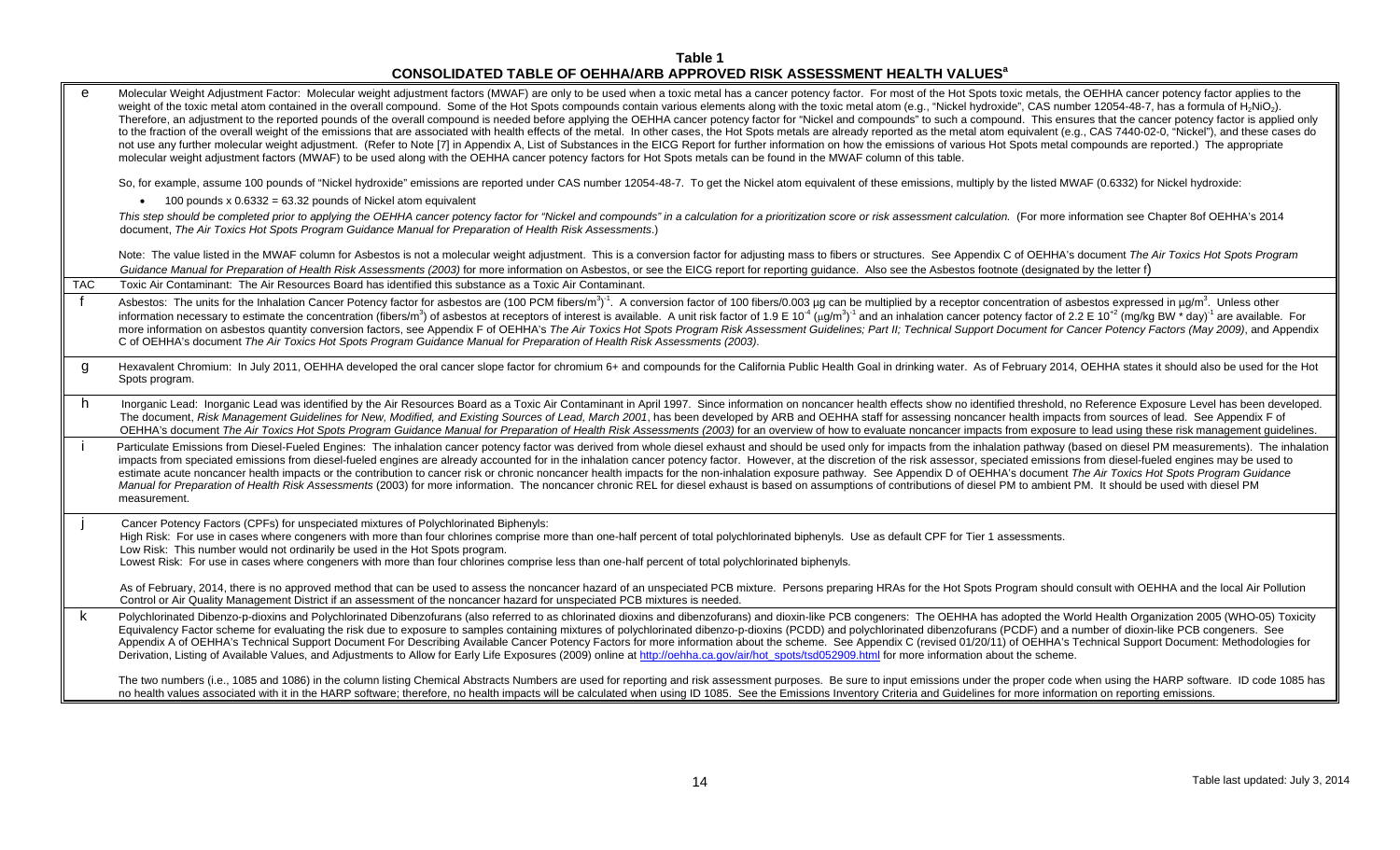**Table 1**
**CONSOLIDATED TABLE OF OEHHA/ARB APPROVED RISK ASSESSMENT HEALTH VALUES[a]**

| | |
|---|---|
| e | Molecular Weight Adjustment Factor: Molecular weight adjustment factors (MWAF) are only to be used when a toxic metal has a cancer potency factor. For most of the Hot Spots toxic metals, the OEHHA cancer potency factor applies to the weight of the toxic metal atom contained in the overall compound. Some of the Hot Spots compounds contain various elements along with the toxic metal atom (e.g., "Nickel hydroxide", CAS number 12054-48-7, has a formula of $H_2NiO_2$). Therefore, an adjustment to the reported pounds of the overall compound is needed before applying the OEHHA cancer potency factor for "Nickel and compounds" to such a compound. This ensures that the cancer potency factor is applied only to the fraction of the overall weight of the emissions that are associated with health effects of the metal. In other cases, the Hot Spots metals are already reported as the metal atom equivalent (e.g., CAS 7440-02-0, "Nickel"), and these cases do not use any further molecular weight adjustment. (Refer to Note [7] in Appendix A, List of Substances in the EICG Report for further information on how the emissions of various Hot Spots metal compounds are reported.) The appropriate molecular weight adjustment factors (MWAF) to be used along with the OEHHA cancer potency factors for Hot Spots metals can be found in the MWAF column of this table.<br><br>So, for example, assume 100 pounds of "Nickel hydroxide" emissions are reported under CAS number 12054-48-7. To get the Nickel atom equivalent of these emissions, multiply by the listed MWAF (0.6332) for Nickel hydroxide:<br><br>• 100 pounds x 0.6332 = 63.32 pounds of Nickel atom equivalent<br><br>*This step should be completed prior to applying the OEHHA cancer potency factor for "Nickel and compounds" in a calculation for a prioritization score or risk assessment calculation.* (For more information see Chapter 8of OEHHA's 2014 document, *The Air Toxics Hot Spots Program Guidance Manual for Preparation of Health Risk Assessments*.)<br><br>Note: The value listed in the MWAF column for Asbestos is not a molecular weight adjustment. This is a conversion factor for adjusting mass to fibers or structures. See Appendix C of OEHHA's document *The Air Toxics Hot Spots Program Guidance Manual for Preparation of Health Risk Assessments (2003)* for more information on Asbestos, or see the EICG report for reporting guidance. Also see the Asbestos footnote (designated by the letter f) |
| TAC | Toxic Air Contaminant: The Air Resources Board has identified this substance as a Toxic Air Contaminant. |
| f | Asbestos: The units for the Inhalation Cancer Potency factor for asbestos are $(100\ \text{PCM fibers/m}^3)^{-1}$. A conversion factor of 100 fibers/0.003 µg can be multiplied by a receptor concentration of asbestos expressed in µg/m$^3$. Unless other information necessary to estimate the concentration (fibers/m$^3$) of asbestos at receptors of interest is available. A unit risk factor of 1.9 E 10$^{-4}$ $(\mu g/m^3)^{-1}$ and an inhalation cancer potency factor of 2.2 E 10$^{+2}$ (mg/kg BW * day)$^{-1}$ are available. For more information on asbestos quantity conversion factors, see Appendix F of OEHHA's *The Air Toxics Hot Spots Program Risk Assessment Guidelines; Part II; Technical Support Document for Cancer Potency Factors (May 2009)*, and Appendix C of OEHHA's document *The Air Toxics Hot Spots Program Guidance Manual for Preparation of Health Risk Assessments (2003)*. |
| g | Hexavalent Chromium: In July 2011, OEHHA developed the oral cancer slope factor for chromium 6+ and compounds for the California Public Health Goal in drinking water. As of February 2014, OEHHA states it should also be used for the Hot Spots program. |
| h | Inorganic Lead: Inorganic Lead was identified by the Air Resources Board as a Toxic Air Contaminant in April 1997. Since information on noncancer health effects show no identified threshold, no Reference Exposure Level has been developed. The document, *Risk Management Guidelines for New, Modified, and Existing Sources of Lead, March 2001*, has been developed by ARB and OEHHA staff for assessing noncancer health impacts from sources of lead. See Appendix F of OEHHA's document *The Air Toxics Hot Spots Program Guidance Manual for Preparation of Health Risk Assessments (2003)* for an overview of how to evaluate noncancer impacts from exposure to lead using these risk management guidelines. |
| i | Particulate Emissions from Diesel-Fueled Engines: The inhalation cancer potency factor was derived from whole diesel exhaust and should be used only for impacts from the inhalation pathway (based on diesel PM measurements). The inhalation impacts from speciated emissions from diesel-fueled engines are already accounted for in the inhalation cancer potency factor. However, at the discretion of the risk assessor, speciated emissions from diesel-fueled engines may be used to estimate acute noncancer health impacts or the contribution to cancer risk or chronic noncancer health impacts for the non-inhalation exposure pathway. See Appendix D of OEHHA's document *The Air Toxics Hot Spots Program Guidance Manual for Preparation of Health Risk Assessments* (2003) for more information. The noncancer chronic REL for diesel exhaust is based on assumptions of contributions of diesel PM to ambient PM. It should be used with diesel PM measurement. |
| j | Cancer Potency Factors (CPFs) for unspeciated mixtures of Polychlorinated Biphenyls:<br>High Risk: For use in cases where congeners with more than four chlorines comprise more than one-half percent of total polychlorinated biphenyls. Use as default CPF for Tier 1 assessments.<br>Low Risk: This number would not ordinarily be used in the Hot Spots program.<br>Lowest Risk: For use in cases where congeners with more than four chlorines comprise less than one-half percent of total polychlorinated biphenyls.<br><br>As of February, 2014, there is no approved method that can be used to assess the noncancer hazard of an unspeciated PCB mixture. Persons preparing HRAs for the Hot Spots Program should consult with OEHHA and the local Air Pollution Control or Air Quality Management District if an assessment of the noncancer hazard for unspeciated PCB mixtures is needed. |
| k | Polychlorinated Dibenzo-p-dioxins and Polychlorinated Dibenzofurans (also referred to as chlorinated dioxins and dibenzofurans) and dioxin-like PCB congeners: The OEHHA has adopted the World Health Organization 2005 (WHO-05) Toxicity Equivalency Factor scheme for evaluating the risk due to exposure to samples containing mixtures of polychlorinated dibenzo-p-dioxins (PCDD) and polychlorinated dibenzofurans (PCDF) and a number of dioxin-like PCB congeners. See Appendix A of OEHHA's Technical Support Document For Describing Available Cancer Potency Factors for more information about the scheme. See Appendix C (revised 01/20/11) of OEHHA's Technical Support Document: Methodologies for Derivation, Listing of Available Values, and Adjustments to Allow for Early Life Exposures (2009) online at http://oehha.ca.gov/air/hot_spots/tsd052909.html for more information about the scheme.<br><br>The two numbers (i.e., 1085 and 1086) in the column listing Chemical Abstracts Numbers are used for reporting and risk assessment purposes. Be sure to input emissions under the proper code when using the HARP software. ID code 1085 has no health values associated with it in the HARP software; therefore, no health impacts will be calculated when using ID 1085. See the Emissions Inventory Criteria and Guidelines for more information on reporting emissions. |

Table last updated: July 3, 2014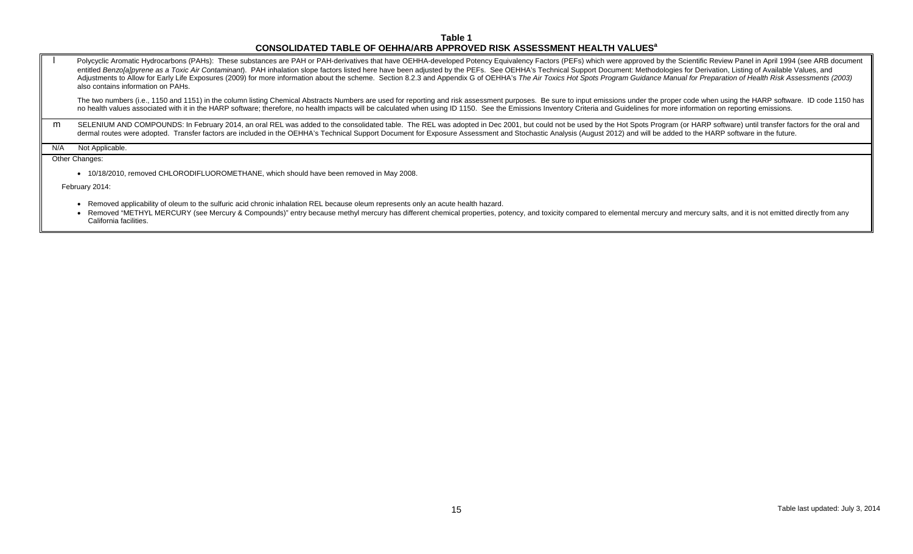**Table 1**
**CONSOLIDATED TABLE OF OEHHA/ARB APPROVED RISK ASSESSMENT HEALTH VALUES[a]**

| | |
|---|---|
| l | Polycyclic Aromatic Hydrocarbons (PAHs): These substances are PAH or PAH-derivatives that have OEHHA-developed Potency Equivalency Factors (PEFs) which were approved by the Scientific Review Panel in April 1994 (see ARB document entitled *Benzo[a]pyrene as a Toxic Air Contaminant*). PAH inhalation slope factors listed here have been adjusted by the PEFs. See OEHHA's Technical Support Document: Methodologies for Derivation, Listing of Available Values, and Adjustments to Allow for Early Life Exposures (2009) for more information about the scheme. Section 8.2.3 and Appendix G of OEHHA's *The Air Toxics Hot Spots Program Guidance Manual for Preparation of Health Risk Assessments (2003)* also contains information on PAHs.<br><br>The two numbers (i.e., 1150 and 1151) in the column listing Chemical Abstracts Numbers are used for reporting and risk assessment purposes. Be sure to input emissions under the proper code when using the HARP software. ID code 1150 has no health values associated with it in the HARP software; therefore, no health impacts will be calculated when using ID 1150. See the Emissions Inventory Criteria and Guidelines for more information on reporting emissions. |
| m | SELENIUM AND COMPOUNDS: In February 2014, an oral REL was added to the consolidated table. The REL was adopted in Dec 2001, but could not be used by the Hot Spots Program (or HARP software) until transfer factors for the oral and dermal routes were adopted. Transfer factors are included in the OEHHA's Technical Support Document for Exposure Assessment and Stochastic Analysis (August 2012) and will be added to the HARP software in the future. |
| N/A | Not Applicable. |

Other Changes:

- 10/18/2010, removed CHLORODIFLUOROMETHANE, which should have been removed in May 2008.

February 2014:

- Removed applicability of oleum to the sulfuric acid chronic inhalation REL because oleum represents only an acute health hazard.
- Removed "METHYL MERCURY (see Mercury & Compounds)" entry because methyl mercury has different chemical properties, potency, and toxicity compared to elemental mercury and mercury salts, and it is not emitted directly from any California facilities.

Table last updated: July 3, 2014